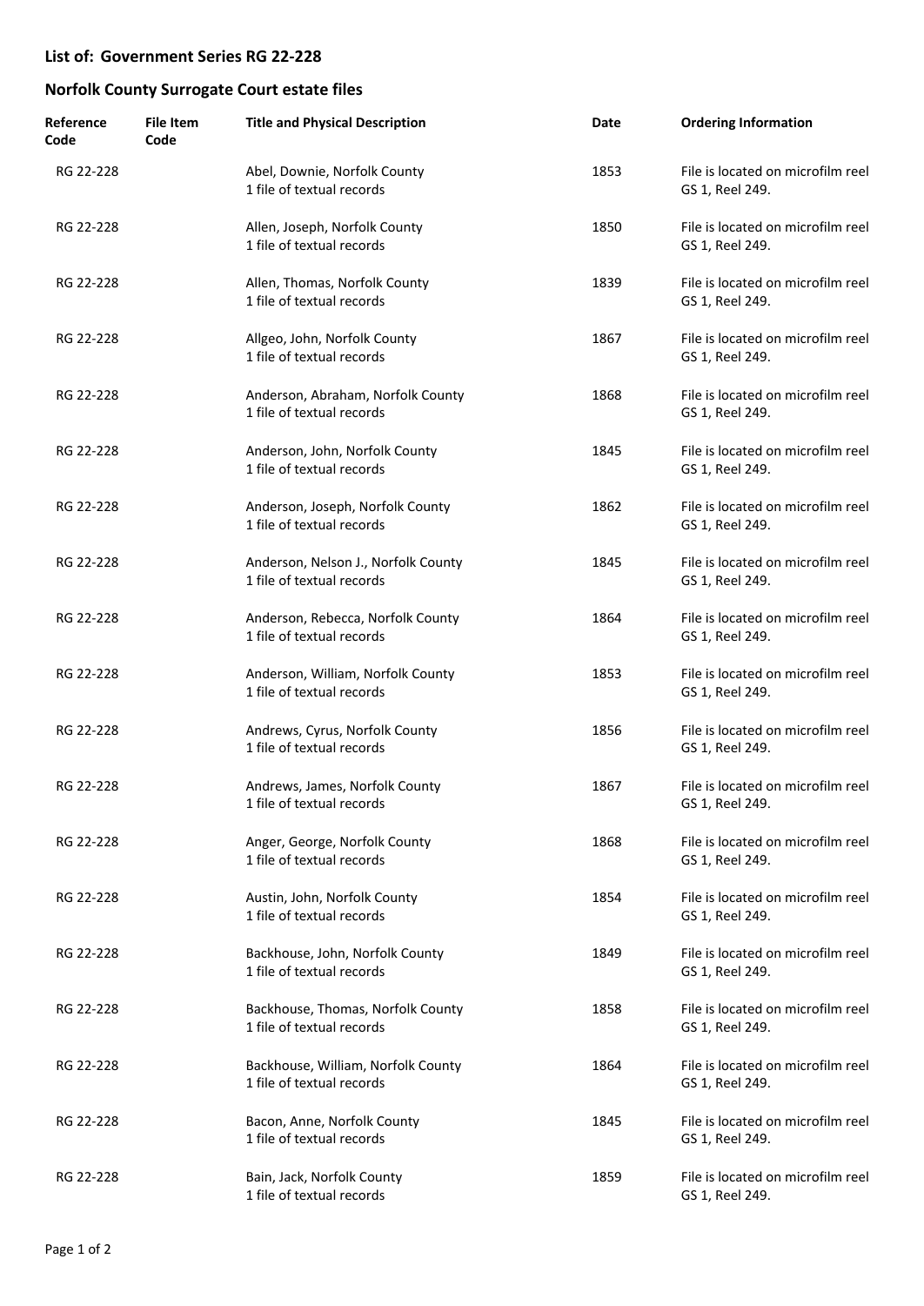## List of: Government Series RG 22-228

## Norfolk County Surrogate Court estate files

| Reference Code | File Item Code | Title and Physical Description | Date | Ordering Information |
|---|---|---|---|---|
| RG 22-228 | | Abel, Downie, Norfolk County<br>1 file of textual records | 1853 | File is located on microfilm reel GS 1, Reel 249. |
| RG 22-228 | | Allen, Joseph, Norfolk County<br>1 file of textual records | 1850 | File is located on microfilm reel GS 1, Reel 249. |
| RG 22-228 | | Allen, Thomas, Norfolk County<br>1 file of textual records | 1839 | File is located on microfilm reel GS 1, Reel 249. |
| RG 22-228 | | Allgeo, John, Norfolk County<br>1 file of textual records | 1867 | File is located on microfilm reel GS 1, Reel 249. |
| RG 22-228 | | Anderson, Abraham, Norfolk County<br>1 file of textual records | 1868 | File is located on microfilm reel GS 1, Reel 249. |
| RG 22-228 | | Anderson, John, Norfolk County<br>1 file of textual records | 1845 | File is located on microfilm reel GS 1, Reel 249. |
| RG 22-228 | | Anderson, Joseph, Norfolk County<br>1 file of textual records | 1862 | File is located on microfilm reel GS 1, Reel 249. |
| RG 22-228 | | Anderson, Nelson J., Norfolk County<br>1 file of textual records | 1845 | File is located on microfilm reel GS 1, Reel 249. |
| RG 22-228 | | Anderson, Rebecca, Norfolk County<br>1 file of textual records | 1864 | File is located on microfilm reel GS 1, Reel 249. |
| RG 22-228 | | Anderson, William, Norfolk County<br>1 file of textual records | 1853 | File is located on microfilm reel GS 1, Reel 249. |
| RG 22-228 | | Andrews, Cyrus, Norfolk County<br>1 file of textual records | 1856 | File is located on microfilm reel GS 1, Reel 249. |
| RG 22-228 | | Andrews, James, Norfolk County<br>1 file of textual records | 1867 | File is located on microfilm reel GS 1, Reel 249. |
| RG 22-228 | | Anger, George, Norfolk County<br>1 file of textual records | 1868 | File is located on microfilm reel GS 1, Reel 249. |
| RG 22-228 | | Austin, John, Norfolk County<br>1 file of textual records | 1854 | File is located on microfilm reel GS 1, Reel 249. |
| RG 22-228 | | Backhouse, John, Norfolk County<br>1 file of textual records | 1849 | File is located on microfilm reel GS 1, Reel 249. |
| RG 22-228 | | Backhouse, Thomas, Norfolk County<br>1 file of textual records | 1858 | File is located on microfilm reel GS 1, Reel 249. |
| RG 22-228 | | Backhouse, William, Norfolk County<br>1 file of textual records | 1864 | File is located on microfilm reel GS 1, Reel 249. |
| RG 22-228 | | Bacon, Anne, Norfolk County<br>1 file of textual records | 1845 | File is located on microfilm reel GS 1, Reel 249. |
| RG 22-228 | | Bain, Jack, Norfolk County<br>1 file of textual records | 1859 | File is located on microfilm reel GS 1, Reel 249. |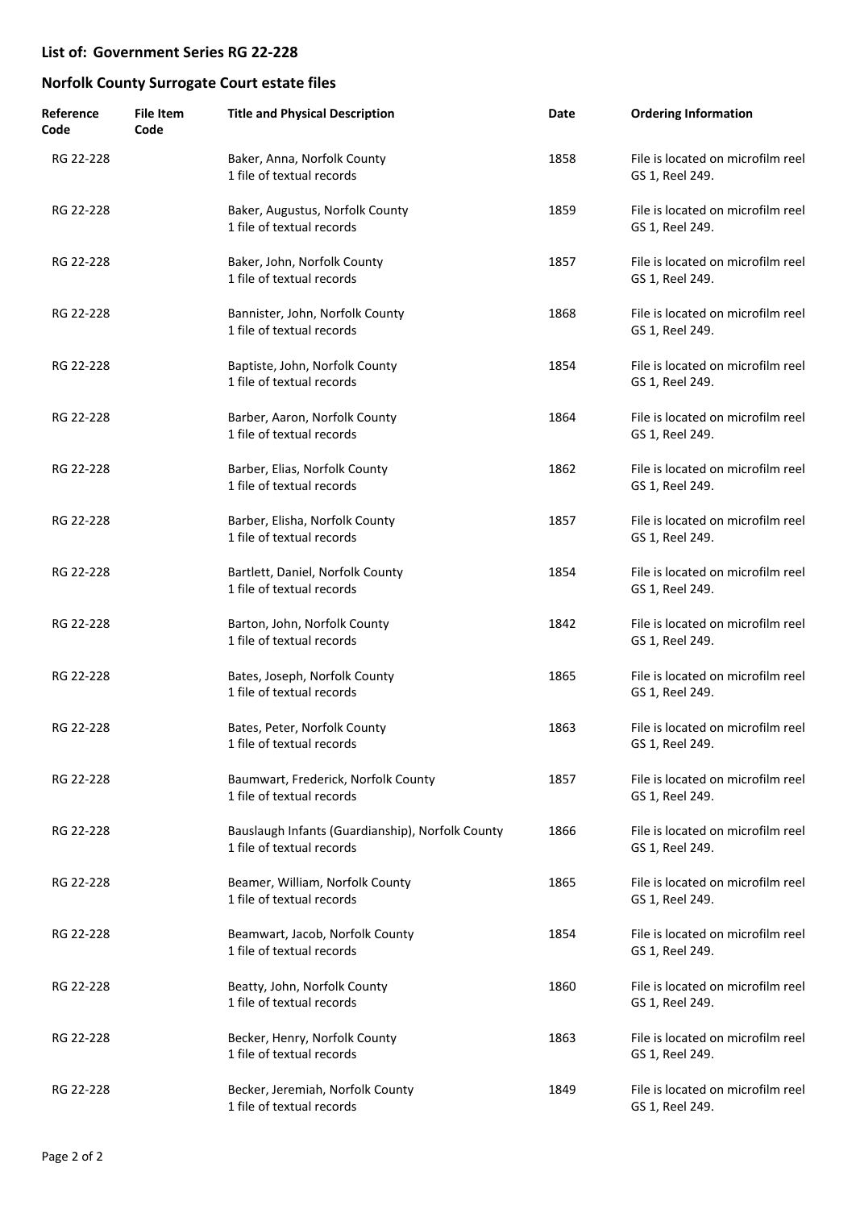## List of: Government Series RG 22-228

## Norfolk County Surrogate Court estate files

| Reference Code | File Item Code | Title and Physical Description | Date | Ordering Information |
|---|---|---|---|---|
| RG 22-228 | | Baker, Anna, Norfolk County<br>1 file of textual records | 1858 | File is located on microfilm reel GS 1, Reel 249. |
| RG 22-228 | | Baker, Augustus, Norfolk County<br>1 file of textual records | 1859 | File is located on microfilm reel GS 1, Reel 249. |
| RG 22-228 | | Baker, John, Norfolk County<br>1 file of textual records | 1857 | File is located on microfilm reel GS 1, Reel 249. |
| RG 22-228 | | Bannister, John, Norfolk County<br>1 file of textual records | 1868 | File is located on microfilm reel GS 1, Reel 249. |
| RG 22-228 | | Baptiste, John, Norfolk County<br>1 file of textual records | 1854 | File is located on microfilm reel GS 1, Reel 249. |
| RG 22-228 | | Barber, Aaron, Norfolk County<br>1 file of textual records | 1864 | File is located on microfilm reel GS 1, Reel 249. |
| RG 22-228 | | Barber, Elias, Norfolk County<br>1 file of textual records | 1862 | File is located on microfilm reel GS 1, Reel 249. |
| RG 22-228 | | Barber, Elisha, Norfolk County<br>1 file of textual records | 1857 | File is located on microfilm reel GS 1, Reel 249. |
| RG 22-228 | | Bartlett, Daniel, Norfolk County<br>1 file of textual records | 1854 | File is located on microfilm reel GS 1, Reel 249. |
| RG 22-228 | | Barton, John, Norfolk County<br>1 file of textual records | 1842 | File is located on microfilm reel GS 1, Reel 249. |
| RG 22-228 | | Bates, Joseph, Norfolk County<br>1 file of textual records | 1865 | File is located on microfilm reel GS 1, Reel 249. |
| RG 22-228 | | Bates, Peter, Norfolk County<br>1 file of textual records | 1863 | File is located on microfilm reel GS 1, Reel 249. |
| RG 22-228 | | Baumwart, Frederick, Norfolk County<br>1 file of textual records | 1857 | File is located on microfilm reel GS 1, Reel 249. |
| RG 22-228 | | Bauslaugh Infants (Guardianship), Norfolk County<br>1 file of textual records | 1866 | File is located on microfilm reel GS 1, Reel 249. |
| RG 22-228 | | Beamer, William, Norfolk County<br>1 file of textual records | 1865 | File is located on microfilm reel GS 1, Reel 249. |
| RG 22-228 | | Beamwart, Jacob, Norfolk County<br>1 file of textual records | 1854 | File is located on microfilm reel GS 1, Reel 249. |
| RG 22-228 | | Beatty, John, Norfolk County<br>1 file of textual records | 1860 | File is located on microfilm reel GS 1, Reel 249. |
| RG 22-228 | | Becker, Henry, Norfolk County<br>1 file of textual records | 1863 | File is located on microfilm reel GS 1, Reel 249. |
| RG 22-228 | | Becker, Jeremiah, Norfolk County<br>1 file of textual records | 1849 | File is located on microfilm reel GS 1, Reel 249. |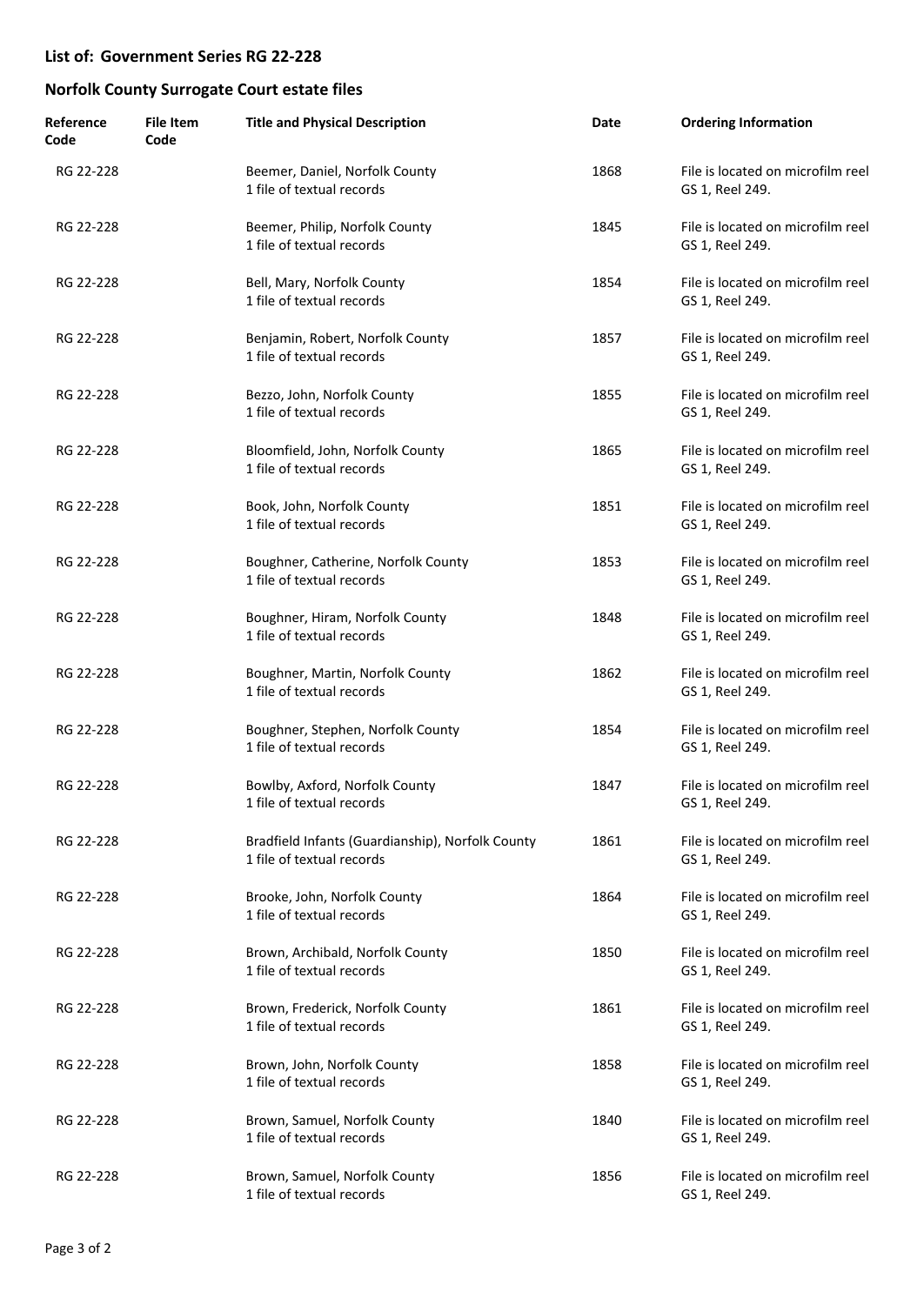## List of: Government Series RG 22-228

## Norfolk County Surrogate Court estate files

| Reference Code | File Item Code | Title and Physical Description | Date | Ordering Information |
|---|---|---|---|---|
| RG 22-228 | | Beemer, Daniel, Norfolk County<br>1 file of textual records | 1868 | File is located on microfilm reel GS 1, Reel 249. |
| RG 22-228 | | Beemer, Philip, Norfolk County<br>1 file of textual records | 1845 | File is located on microfilm reel GS 1, Reel 249. |
| RG 22-228 | | Bell, Mary, Norfolk County<br>1 file of textual records | 1854 | File is located on microfilm reel GS 1, Reel 249. |
| RG 22-228 | | Benjamin, Robert, Norfolk County<br>1 file of textual records | 1857 | File is located on microfilm reel GS 1, Reel 249. |
| RG 22-228 | | Bezzo, John, Norfolk County<br>1 file of textual records | 1855 | File is located on microfilm reel GS 1, Reel 249. |
| RG 22-228 | | Bloomfield, John, Norfolk County<br>1 file of textual records | 1865 | File is located on microfilm reel GS 1, Reel 249. |
| RG 22-228 | | Book, John, Norfolk County<br>1 file of textual records | 1851 | File is located on microfilm reel GS 1, Reel 249. |
| RG 22-228 | | Boughner, Catherine, Norfolk County<br>1 file of textual records | 1853 | File is located on microfilm reel GS 1, Reel 249. |
| RG 22-228 | | Boughner, Hiram, Norfolk County<br>1 file of textual records | 1848 | File is located on microfilm reel GS 1, Reel 249. |
| RG 22-228 | | Boughner, Martin, Norfolk County<br>1 file of textual records | 1862 | File is located on microfilm reel GS 1, Reel 249. |
| RG 22-228 | | Boughner, Stephen, Norfolk County<br>1 file of textual records | 1854 | File is located on microfilm reel GS 1, Reel 249. |
| RG 22-228 | | Bowlby, Axford, Norfolk County<br>1 file of textual records | 1847 | File is located on microfilm reel GS 1, Reel 249. |
| RG 22-228 | | Bradfield Infants (Guardianship), Norfolk County<br>1 file of textual records | 1861 | File is located on microfilm reel GS 1, Reel 249. |
| RG 22-228 | | Brooke, John, Norfolk County<br>1 file of textual records | 1864 | File is located on microfilm reel GS 1, Reel 249. |
| RG 22-228 | | Brown, Archibald, Norfolk County<br>1 file of textual records | 1850 | File is located on microfilm reel GS 1, Reel 249. |
| RG 22-228 | | Brown, Frederick, Norfolk County<br>1 file of textual records | 1861 | File is located on microfilm reel GS 1, Reel 249. |
| RG 22-228 | | Brown, John, Norfolk County<br>1 file of textual records | 1858 | File is located on microfilm reel GS 1, Reel 249. |
| RG 22-228 | | Brown, Samuel, Norfolk County<br>1 file of textual records | 1840 | File is located on microfilm reel GS 1, Reel 249. |
| RG 22-228 | | Brown, Samuel, Norfolk County<br>1 file of textual records | 1856 | File is located on microfilm reel GS 1, Reel 249. |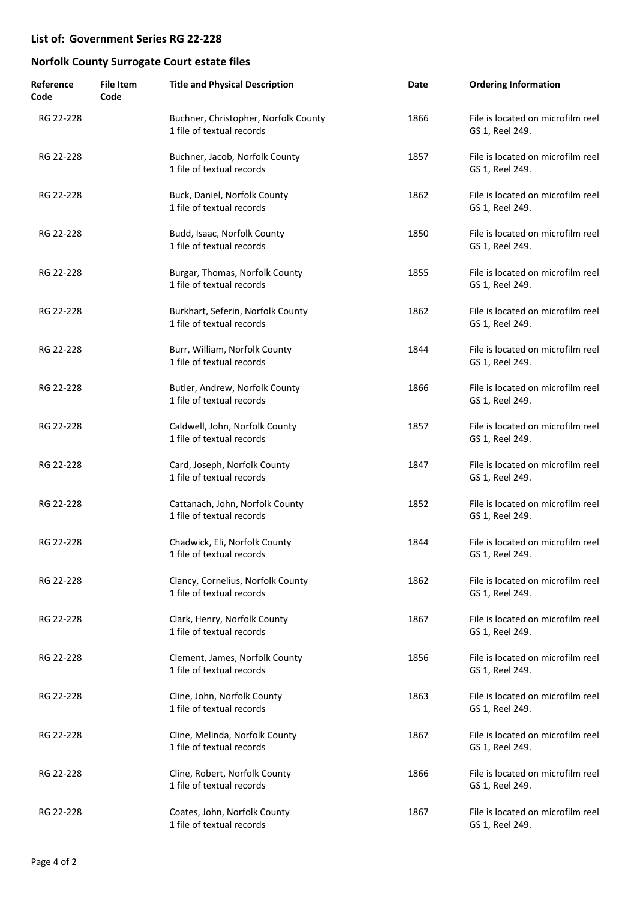## List of: Government Series RG 22-228

## Norfolk County Surrogate Court estate files

| Reference Code | File Item Code | Title and Physical Description | Date | Ordering Information |
|---|---|---|---|---|
| RG 22-228 | | Buchner, Christopher, Norfolk County<br>1 file of textual records | 1866 | File is located on microfilm reel GS 1, Reel 249. |
| RG 22-228 | | Buchner, Jacob, Norfolk County<br>1 file of textual records | 1857 | File is located on microfilm reel GS 1, Reel 249. |
| RG 22-228 | | Buck, Daniel, Norfolk County<br>1 file of textual records | 1862 | File is located on microfilm reel GS 1, Reel 249. |
| RG 22-228 | | Budd, Isaac, Norfolk County<br>1 file of textual records | 1850 | File is located on microfilm reel GS 1, Reel 249. |
| RG 22-228 | | Burgar, Thomas, Norfolk County<br>1 file of textual records | 1855 | File is located on microfilm reel GS 1, Reel 249. |
| RG 22-228 | | Burkhart, Seferin, Norfolk County<br>1 file of textual records | 1862 | File is located on microfilm reel GS 1, Reel 249. |
| RG 22-228 | | Burr, William, Norfolk County<br>1 file of textual records | 1844 | File is located on microfilm reel GS 1, Reel 249. |
| RG 22-228 | | Butler, Andrew, Norfolk County<br>1 file of textual records | 1866 | File is located on microfilm reel GS 1, Reel 249. |
| RG 22-228 | | Caldwell, John, Norfolk County<br>1 file of textual records | 1857 | File is located on microfilm reel GS 1, Reel 249. |
| RG 22-228 | | Card, Joseph, Norfolk County<br>1 file of textual records | 1847 | File is located on microfilm reel GS 1, Reel 249. |
| RG 22-228 | | Cattanach, John, Norfolk County<br>1 file of textual records | 1852 | File is located on microfilm reel GS 1, Reel 249. |
| RG 22-228 | | Chadwick, Eli, Norfolk County<br>1 file of textual records | 1844 | File is located on microfilm reel GS 1, Reel 249. |
| RG 22-228 | | Clancy, Cornelius, Norfolk County<br>1 file of textual records | 1862 | File is located on microfilm reel GS 1, Reel 249. |
| RG 22-228 | | Clark, Henry, Norfolk County<br>1 file of textual records | 1867 | File is located on microfilm reel GS 1, Reel 249. |
| RG 22-228 | | Clement, James, Norfolk County<br>1 file of textual records | 1856 | File is located on microfilm reel GS 1, Reel 249. |
| RG 22-228 | | Cline, John, Norfolk County<br>1 file of textual records | 1863 | File is located on microfilm reel GS 1, Reel 249. |
| RG 22-228 | | Cline, Melinda, Norfolk County<br>1 file of textual records | 1867 | File is located on microfilm reel GS 1, Reel 249. |
| RG 22-228 | | Cline, Robert, Norfolk County<br>1 file of textual records | 1866 | File is located on microfilm reel GS 1, Reel 249. |
| RG 22-228 | | Coates, John, Norfolk County<br>1 file of textual records | 1867 | File is located on microfilm reel GS 1, Reel 249. |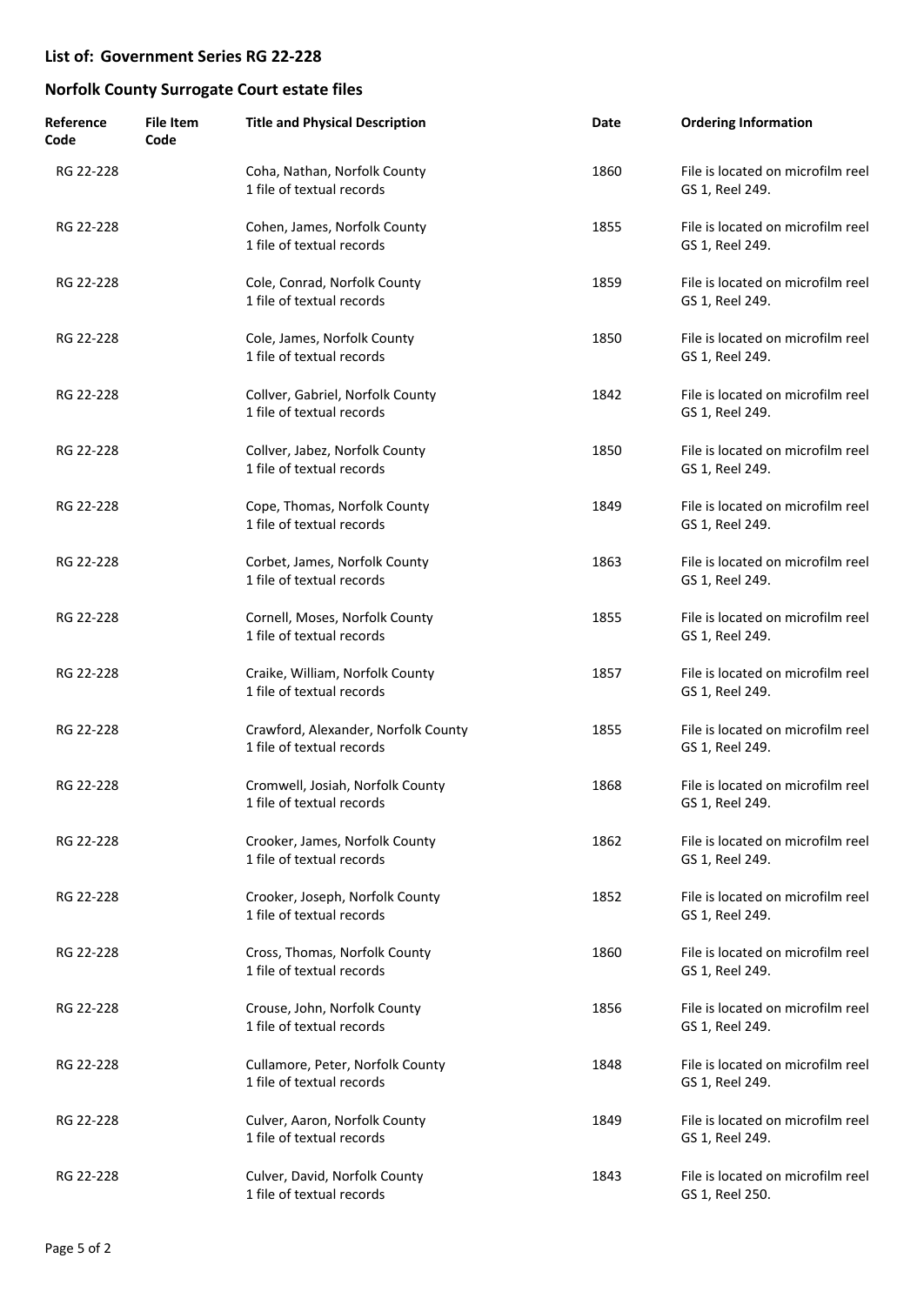## List of: Government Series RG 22-228

## Norfolk County Surrogate Court estate files

| Reference Code | File Item Code | Title and Physical Description | Date | Ordering Information |
|---|---|---|---|---|
| RG 22-228 | | Coha, Nathan, Norfolk County<br>1 file of textual records | 1860 | File is located on microfilm reel GS 1, Reel 249. |
| RG 22-228 | | Cohen, James, Norfolk County<br>1 file of textual records | 1855 | File is located on microfilm reel GS 1, Reel 249. |
| RG 22-228 | | Cole, Conrad, Norfolk County<br>1 file of textual records | 1859 | File is located on microfilm reel GS 1, Reel 249. |
| RG 22-228 | | Cole, James, Norfolk County<br>1 file of textual records | 1850 | File is located on microfilm reel GS 1, Reel 249. |
| RG 22-228 | | Collver, Gabriel, Norfolk County<br>1 file of textual records | 1842 | File is located on microfilm reel GS 1, Reel 249. |
| RG 22-228 | | Collver, Jabez, Norfolk County<br>1 file of textual records | 1850 | File is located on microfilm reel GS 1, Reel 249. |
| RG 22-228 | | Cope, Thomas, Norfolk County<br>1 file of textual records | 1849 | File is located on microfilm reel GS 1, Reel 249. |
| RG 22-228 | | Corbet, James, Norfolk County<br>1 file of textual records | 1863 | File is located on microfilm reel GS 1, Reel 249. |
| RG 22-228 | | Cornell, Moses, Norfolk County<br>1 file of textual records | 1855 | File is located on microfilm reel GS 1, Reel 249. |
| RG 22-228 | | Craike, William, Norfolk County<br>1 file of textual records | 1857 | File is located on microfilm reel GS 1, Reel 249. |
| RG 22-228 | | Crawford, Alexander, Norfolk County<br>1 file of textual records | 1855 | File is located on microfilm reel GS 1, Reel 249. |
| RG 22-228 | | Cromwell, Josiah, Norfolk County<br>1 file of textual records | 1868 | File is located on microfilm reel GS 1, Reel 249. |
| RG 22-228 | | Crooker, James, Norfolk County<br>1 file of textual records | 1862 | File is located on microfilm reel GS 1, Reel 249. |
| RG 22-228 | | Crooker, Joseph, Norfolk County<br>1 file of textual records | 1852 | File is located on microfilm reel GS 1, Reel 249. |
| RG 22-228 | | Cross, Thomas, Norfolk County<br>1 file of textual records | 1860 | File is located on microfilm reel GS 1, Reel 249. |
| RG 22-228 | | Crouse, John, Norfolk County<br>1 file of textual records | 1856 | File is located on microfilm reel GS 1, Reel 249. |
| RG 22-228 | | Cullamore, Peter, Norfolk County<br>1 file of textual records | 1848 | File is located on microfilm reel GS 1, Reel 249. |
| RG 22-228 | | Culver, Aaron, Norfolk County<br>1 file of textual records | 1849 | File is located on microfilm reel GS 1, Reel 249. |
| RG 22-228 | | Culver, David, Norfolk County<br>1 file of textual records | 1843 | File is located on microfilm reel GS 1, Reel 250. |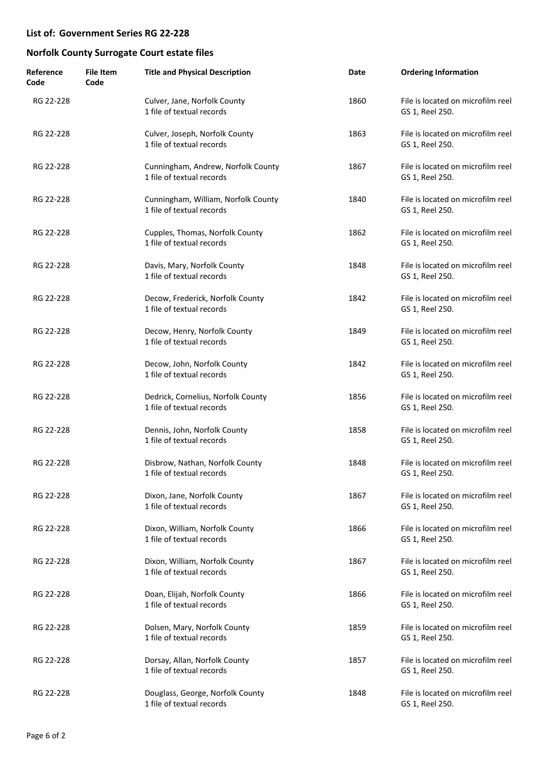**List of: Government Series RG 22-228**

**Norfolk County Surrogate Court estate files**

| Reference Code | File Item Code | Title and Physical Description | Date | Ordering Information |
|---|---|---|---|---|
| RG 22-228 | | Culver, Jane, Norfolk County<br>1 file of textual records | 1860 | File is located on microfilm reel GS 1, Reel 250. |
| RG 22-228 | | Culver, Joseph, Norfolk County<br>1 file of textual records | 1863 | File is located on microfilm reel GS 1, Reel 250. |
| RG 22-228 | | Cunningham, Andrew, Norfolk County<br>1 file of textual records | 1867 | File is located on microfilm reel GS 1, Reel 250. |
| RG 22-228 | | Cunningham, William, Norfolk County<br>1 file of textual records | 1840 | File is located on microfilm reel GS 1, Reel 250. |
| RG 22-228 | | Cupples, Thomas, Norfolk County<br>1 file of textual records | 1862 | File is located on microfilm reel GS 1, Reel 250. |
| RG 22-228 | | Davis, Mary, Norfolk County<br>1 file of textual records | 1848 | File is located on microfilm reel GS 1, Reel 250. |
| RG 22-228 | | Decow, Frederick, Norfolk County<br>1 file of textual records | 1842 | File is located on microfilm reel GS 1, Reel 250. |
| RG 22-228 | | Decow, Henry, Norfolk County<br>1 file of textual records | 1849 | File is located on microfilm reel GS 1, Reel 250. |
| RG 22-228 | | Decow, John, Norfolk County<br>1 file of textual records | 1842 | File is located on microfilm reel GS 1, Reel 250. |
| RG 22-228 | | Dedrick, Cornelius, Norfolk County<br>1 file of textual records | 1856 | File is located on microfilm reel GS 1, Reel 250. |
| RG 22-228 | | Dennis, John, Norfolk County<br>1 file of textual records | 1858 | File is located on microfilm reel GS 1, Reel 250. |
| RG 22-228 | | Disbrow, Nathan, Norfolk County<br>1 file of textual records | 1848 | File is located on microfilm reel GS 1, Reel 250. |
| RG 22-228 | | Dixon, Jane, Norfolk County<br>1 file of textual records | 1867 | File is located on microfilm reel GS 1, Reel 250. |
| RG 22-228 | | Dixon, William, Norfolk County<br>1 file of textual records | 1866 | File is located on microfilm reel GS 1, Reel 250. |
| RG 22-228 | | Dixon, William, Norfolk County<br>1 file of textual records | 1867 | File is located on microfilm reel GS 1, Reel 250. |
| RG 22-228 | | Doan, Elijah, Norfolk County<br>1 file of textual records | 1866 | File is located on microfilm reel GS 1, Reel 250. |
| RG 22-228 | | Dolsen, Mary, Norfolk County<br>1 file of textual records | 1859 | File is located on microfilm reel GS 1, Reel 250. |
| RG 22-228 | | Dorsay, Allan, Norfolk County<br>1 file of textual records | 1857 | File is located on microfilm reel GS 1, Reel 250. |
| RG 22-228 | | Douglass, George, Norfolk County<br>1 file of textual records | 1848 | File is located on microfilm reel GS 1, Reel 250. |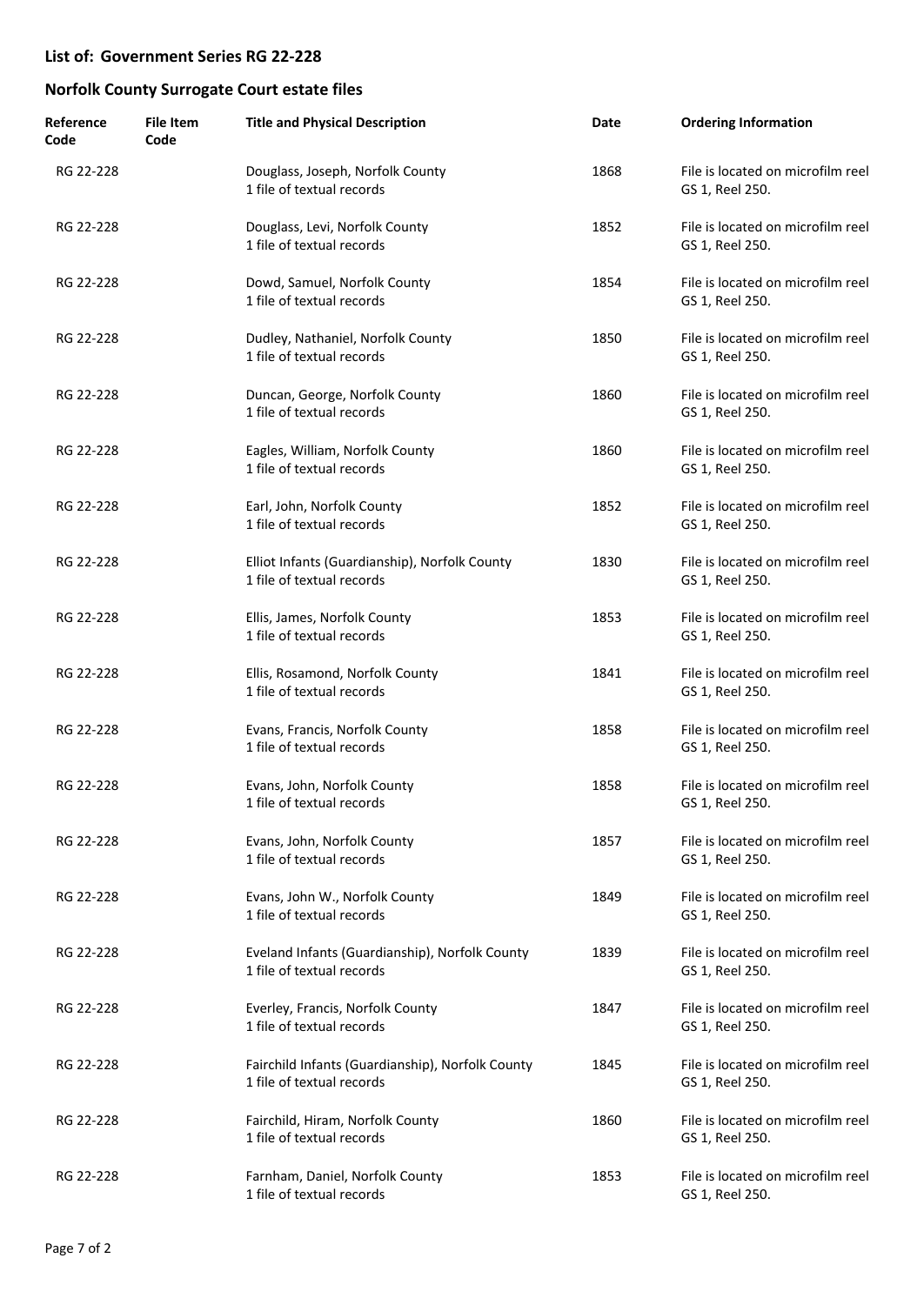**List of: Government Series RG 22-228**

**Norfolk County Surrogate Court estate files**

| Reference Code | File Item Code | Title and Physical Description | Date | Ordering Information |
|---|---|---|---|---|
| RG 22-228 | | Douglass, Joseph, Norfolk County<br>1 file of textual records | 1868 | File is located on microfilm reel GS 1, Reel 250. |
| RG 22-228 | | Douglass, Levi, Norfolk County<br>1 file of textual records | 1852 | File is located on microfilm reel GS 1, Reel 250. |
| RG 22-228 | | Dowd, Samuel, Norfolk County<br>1 file of textual records | 1854 | File is located on microfilm reel GS 1, Reel 250. |
| RG 22-228 | | Dudley, Nathaniel, Norfolk County<br>1 file of textual records | 1850 | File is located on microfilm reel GS 1, Reel 250. |
| RG 22-228 | | Duncan, George, Norfolk County<br>1 file of textual records | 1860 | File is located on microfilm reel GS 1, Reel 250. |
| RG 22-228 | | Eagles, William, Norfolk County<br>1 file of textual records | 1860 | File is located on microfilm reel GS 1, Reel 250. |
| RG 22-228 | | Earl, John, Norfolk County<br>1 file of textual records | 1852 | File is located on microfilm reel GS 1, Reel 250. |
| RG 22-228 | | Elliot Infants (Guardianship), Norfolk County<br>1 file of textual records | 1830 | File is located on microfilm reel GS 1, Reel 250. |
| RG 22-228 | | Ellis, James, Norfolk County<br>1 file of textual records | 1853 | File is located on microfilm reel GS 1, Reel 250. |
| RG 22-228 | | Ellis, Rosamond, Norfolk County<br>1 file of textual records | 1841 | File is located on microfilm reel GS 1, Reel 250. |
| RG 22-228 | | Evans, Francis, Norfolk County<br>1 file of textual records | 1858 | File is located on microfilm reel GS 1, Reel 250. |
| RG 22-228 | | Evans, John, Norfolk County<br>1 file of textual records | 1858 | File is located on microfilm reel GS 1, Reel 250. |
| RG 22-228 | | Evans, John, Norfolk County<br>1 file of textual records | 1857 | File is located on microfilm reel GS 1, Reel 250. |
| RG 22-228 | | Evans, John W., Norfolk County<br>1 file of textual records | 1849 | File is located on microfilm reel GS 1, Reel 250. |
| RG 22-228 | | Eveland Infants (Guardianship), Norfolk County<br>1 file of textual records | 1839 | File is located on microfilm reel GS 1, Reel 250. |
| RG 22-228 | | Everley, Francis, Norfolk County<br>1 file of textual records | 1847 | File is located on microfilm reel GS 1, Reel 250. |
| RG 22-228 | | Fairchild Infants (Guardianship), Norfolk County<br>1 file of textual records | 1845 | File is located on microfilm reel GS 1, Reel 250. |
| RG 22-228 | | Fairchild, Hiram, Norfolk County<br>1 file of textual records | 1860 | File is located on microfilm reel GS 1, Reel 250. |
| RG 22-228 | | Farnham, Daniel, Norfolk County<br>1 file of textual records | 1853 | File is located on microfilm reel GS 1, Reel 250. |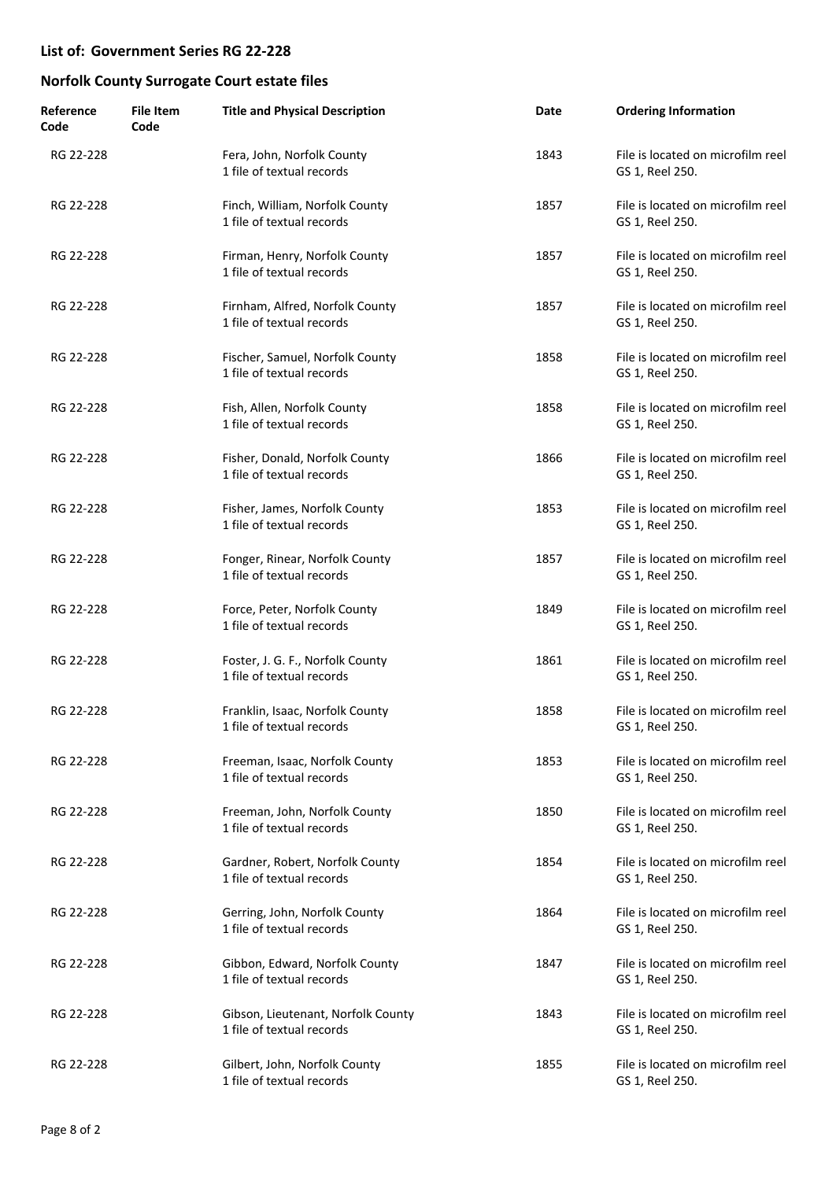**List of: Government Series RG 22-228**

**Norfolk County Surrogate Court estate files**

| Reference Code | File Item Code | Title and Physical Description | Date | Ordering Information |
|---|---|---|---|---|
| RG 22-228 | | Fera, John, Norfolk County<br>1 file of textual records | 1843 | File is located on microfilm reel GS 1, Reel 250. |
| RG 22-228 | | Finch, William, Norfolk County<br>1 file of textual records | 1857 | File is located on microfilm reel GS 1, Reel 250. |
| RG 22-228 | | Firman, Henry, Norfolk County<br>1 file of textual records | 1857 | File is located on microfilm reel GS 1, Reel 250. |
| RG 22-228 | | Firnham, Alfred, Norfolk County<br>1 file of textual records | 1857 | File is located on microfilm reel GS 1, Reel 250. |
| RG 22-228 | | Fischer, Samuel, Norfolk County<br>1 file of textual records | 1858 | File is located on microfilm reel GS 1, Reel 250. |
| RG 22-228 | | Fish, Allen, Norfolk County<br>1 file of textual records | 1858 | File is located on microfilm reel GS 1, Reel 250. |
| RG 22-228 | | Fisher, Donald, Norfolk County<br>1 file of textual records | 1866 | File is located on microfilm reel GS 1, Reel 250. |
| RG 22-228 | | Fisher, James, Norfolk County<br>1 file of textual records | 1853 | File is located on microfilm reel GS 1, Reel 250. |
| RG 22-228 | | Fonger, Rinear, Norfolk County<br>1 file of textual records | 1857 | File is located on microfilm reel GS 1, Reel 250. |
| RG 22-228 | | Force, Peter, Norfolk County<br>1 file of textual records | 1849 | File is located on microfilm reel GS 1, Reel 250. |
| RG 22-228 | | Foster, J. G. F., Norfolk County<br>1 file of textual records | 1861 | File is located on microfilm reel GS 1, Reel 250. |
| RG 22-228 | | Franklin, Isaac, Norfolk County<br>1 file of textual records | 1858 | File is located on microfilm reel GS 1, Reel 250. |
| RG 22-228 | | Freeman, Isaac, Norfolk County<br>1 file of textual records | 1853 | File is located on microfilm reel GS 1, Reel 250. |
| RG 22-228 | | Freeman, John, Norfolk County<br>1 file of textual records | 1850 | File is located on microfilm reel GS 1, Reel 250. |
| RG 22-228 | | Gardner, Robert, Norfolk County<br>1 file of textual records | 1854 | File is located on microfilm reel GS 1, Reel 250. |
| RG 22-228 | | Gerring, John, Norfolk County<br>1 file of textual records | 1864 | File is located on microfilm reel GS 1, Reel 250. |
| RG 22-228 | | Gibbon, Edward, Norfolk County<br>1 file of textual records | 1847 | File is located on microfilm reel GS 1, Reel 250. |
| RG 22-228 | | Gibson, Lieutenant, Norfolk County<br>1 file of textual records | 1843 | File is located on microfilm reel GS 1, Reel 250. |
| RG 22-228 | | Gilbert, John, Norfolk County<br>1 file of textual records | 1855 | File is located on microfilm reel GS 1, Reel 250. |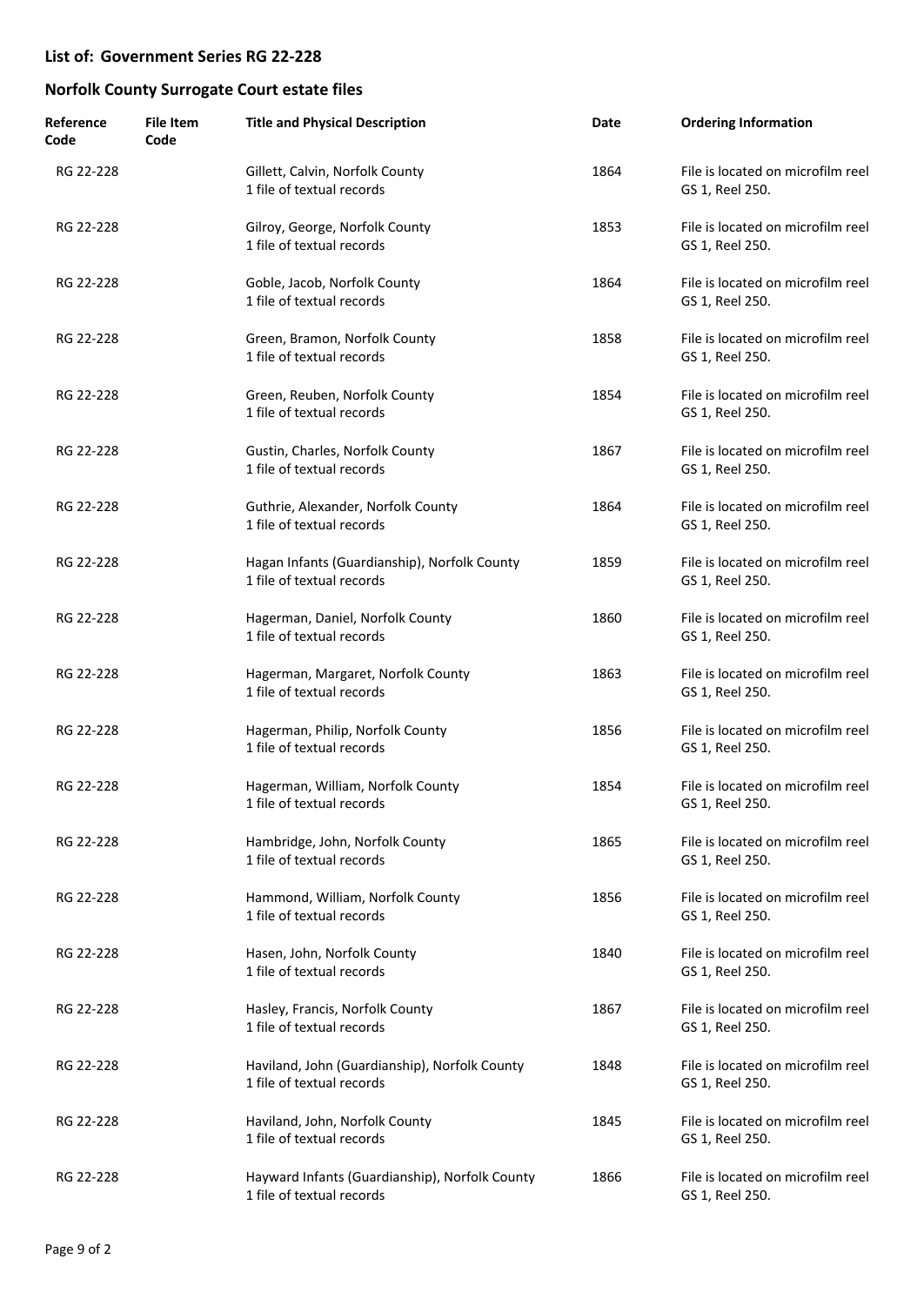**List of: Government Series RG 22-228**

**Norfolk County Surrogate Court estate files**

| Reference Code | File Item Code | Title and Physical Description | Date | Ordering Information |
|---|---|---|---|---|
| RG 22-228 | | Gillett, Calvin, Norfolk County<br>1 file of textual records | 1864 | File is located on microfilm reel GS 1, Reel 250. |
| RG 22-228 | | Gilroy, George, Norfolk County<br>1 file of textual records | 1853 | File is located on microfilm reel GS 1, Reel 250. |
| RG 22-228 | | Goble, Jacob, Norfolk County<br>1 file of textual records | 1864 | File is located on microfilm reel GS 1, Reel 250. |
| RG 22-228 | | Green, Bramon, Norfolk County<br>1 file of textual records | 1858 | File is located on microfilm reel GS 1, Reel 250. |
| RG 22-228 | | Green, Reuben, Norfolk County<br>1 file of textual records | 1854 | File is located on microfilm reel GS 1, Reel 250. |
| RG 22-228 | | Gustin, Charles, Norfolk County<br>1 file of textual records | 1867 | File is located on microfilm reel GS 1, Reel 250. |
| RG 22-228 | | Guthrie, Alexander, Norfolk County<br>1 file of textual records | 1864 | File is located on microfilm reel GS 1, Reel 250. |
| RG 22-228 | | Hagan Infants (Guardianship), Norfolk County<br>1 file of textual records | 1859 | File is located on microfilm reel GS 1, Reel 250. |
| RG 22-228 | | Hagerman, Daniel, Norfolk County<br>1 file of textual records | 1860 | File is located on microfilm reel GS 1, Reel 250. |
| RG 22-228 | | Hagerman, Margaret, Norfolk County<br>1 file of textual records | 1863 | File is located on microfilm reel GS 1, Reel 250. |
| RG 22-228 | | Hagerman, Philip, Norfolk County<br>1 file of textual records | 1856 | File is located on microfilm reel GS 1, Reel 250. |
| RG 22-228 | | Hagerman, William, Norfolk County<br>1 file of textual records | 1854 | File is located on microfilm reel GS 1, Reel 250. |
| RG 22-228 | | Hambridge, John, Norfolk County<br>1 file of textual records | 1865 | File is located on microfilm reel GS 1, Reel 250. |
| RG 22-228 | | Hammond, William, Norfolk County<br>1 file of textual records | 1856 | File is located on microfilm reel GS 1, Reel 250. |
| RG 22-228 | | Hasen, John, Norfolk County<br>1 file of textual records | 1840 | File is located on microfilm reel GS 1, Reel 250. |
| RG 22-228 | | Hasley, Francis, Norfolk County<br>1 file of textual records | 1867 | File is located on microfilm reel GS 1, Reel 250. |
| RG 22-228 | | Haviland, John (Guardianship), Norfolk County<br>1 file of textual records | 1848 | File is located on microfilm reel GS 1, Reel 250. |
| RG 22-228 | | Haviland, John, Norfolk County<br>1 file of textual records | 1845 | File is located on microfilm reel GS 1, Reel 250. |
| RG 22-228 | | Hayward Infants (Guardianship), Norfolk County<br>1 file of textual records | 1866 | File is located on microfilm reel GS 1, Reel 250. |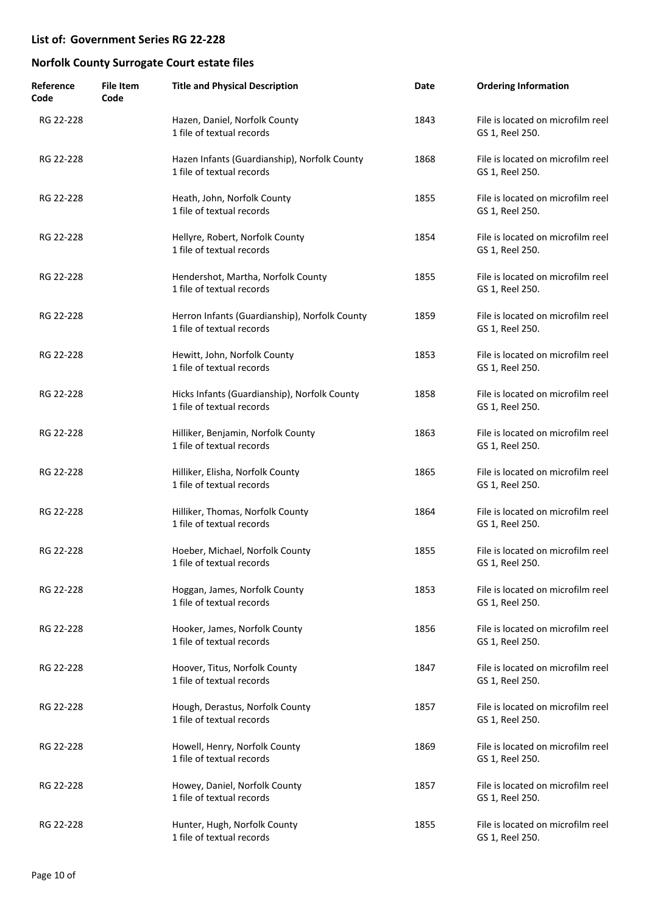## List of: Government Series RG 22-228

## Norfolk County Surrogate Court estate files

| Reference Code | File Item Code | Title and Physical Description | Date | Ordering Information |
|---|---|---|---|---|
| RG 22-228 | | Hazen, Daniel, Norfolk County<br>1 file of textual records | 1843 | File is located on microfilm reel GS 1, Reel 250. |
| RG 22-228 | | Hazen Infants (Guardianship), Norfolk County<br>1 file of textual records | 1868 | File is located on microfilm reel GS 1, Reel 250. |
| RG 22-228 | | Heath, John, Norfolk County<br>1 file of textual records | 1855 | File is located on microfilm reel GS 1, Reel 250. |
| RG 22-228 | | Hellyre, Robert, Norfolk County<br>1 file of textual records | 1854 | File is located on microfilm reel GS 1, Reel 250. |
| RG 22-228 | | Hendershot, Martha, Norfolk County<br>1 file of textual records | 1855 | File is located on microfilm reel GS 1, Reel 250. |
| RG 22-228 | | Herron Infants (Guardianship), Norfolk County<br>1 file of textual records | 1859 | File is located on microfilm reel GS 1, Reel 250. |
| RG 22-228 | | Hewitt, John, Norfolk County<br>1 file of textual records | 1853 | File is located on microfilm reel GS 1, Reel 250. |
| RG 22-228 | | Hicks Infants (Guardianship), Norfolk County<br>1 file of textual records | 1858 | File is located on microfilm reel GS 1, Reel 250. |
| RG 22-228 | | Hilliker, Benjamin, Norfolk County<br>1 file of textual records | 1863 | File is located on microfilm reel GS 1, Reel 250. |
| RG 22-228 | | Hilliker, Elisha, Norfolk County<br>1 file of textual records | 1865 | File is located on microfilm reel GS 1, Reel 250. |
| RG 22-228 | | Hilliker, Thomas, Norfolk County<br>1 file of textual records | 1864 | File is located on microfilm reel GS 1, Reel 250. |
| RG 22-228 | | Hoeber, Michael, Norfolk County<br>1 file of textual records | 1855 | File is located on microfilm reel GS 1, Reel 250. |
| RG 22-228 | | Hoggan, James, Norfolk County<br>1 file of textual records | 1853 | File is located on microfilm reel GS 1, Reel 250. |
| RG 22-228 | | Hooker, James, Norfolk County<br>1 file of textual records | 1856 | File is located on microfilm reel GS 1, Reel 250. |
| RG 22-228 | | Hoover, Titus, Norfolk County<br>1 file of textual records | 1847 | File is located on microfilm reel GS 1, Reel 250. |
| RG 22-228 | | Hough, Derastus, Norfolk County<br>1 file of textual records | 1857 | File is located on microfilm reel GS 1, Reel 250. |
| RG 22-228 | | Howell, Henry, Norfolk County<br>1 file of textual records | 1869 | File is located on microfilm reel GS 1, Reel 250. |
| RG 22-228 | | Howey, Daniel, Norfolk County<br>1 file of textual records | 1857 | File is located on microfilm reel GS 1, Reel 250. |
| RG 22-228 | | Hunter, Hugh, Norfolk County<br>1 file of textual records | 1855 | File is located on microfilm reel GS 1, Reel 250. |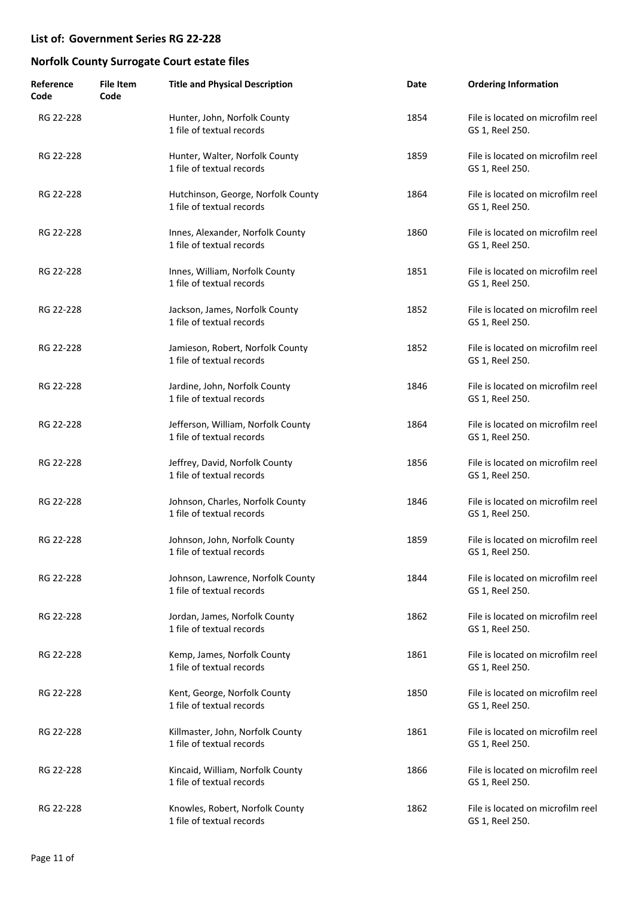## List of: Government Series RG 22-228

## Norfolk County Surrogate Court estate files

| Reference Code | File Item Code | Title and Physical Description | Date | Ordering Information |
|---|---|---|---|---|
| RG 22-228 | | Hunter, John, Norfolk County<br>1 file of textual records | 1854 | File is located on microfilm reel GS 1, Reel 250. |
| RG 22-228 | | Hunter, Walter, Norfolk County<br>1 file of textual records | 1859 | File is located on microfilm reel GS 1, Reel 250. |
| RG 22-228 | | Hutchinson, George, Norfolk County<br>1 file of textual records | 1864 | File is located on microfilm reel GS 1, Reel 250. |
| RG 22-228 | | Innes, Alexander, Norfolk County<br>1 file of textual records | 1860 | File is located on microfilm reel GS 1, Reel 250. |
| RG 22-228 | | Innes, William, Norfolk County<br>1 file of textual records | 1851 | File is located on microfilm reel GS 1, Reel 250. |
| RG 22-228 | | Jackson, James, Norfolk County<br>1 file of textual records | 1852 | File is located on microfilm reel GS 1, Reel 250. |
| RG 22-228 | | Jamieson, Robert, Norfolk County<br>1 file of textual records | 1852 | File is located on microfilm reel GS 1, Reel 250. |
| RG 22-228 | | Jardine, John, Norfolk County<br>1 file of textual records | 1846 | File is located on microfilm reel GS 1, Reel 250. |
| RG 22-228 | | Jefferson, William, Norfolk County<br>1 file of textual records | 1864 | File is located on microfilm reel GS 1, Reel 250. |
| RG 22-228 | | Jeffrey, David, Norfolk County<br>1 file of textual records | 1856 | File is located on microfilm reel GS 1, Reel 250. |
| RG 22-228 | | Johnson, Charles, Norfolk County<br>1 file of textual records | 1846 | File is located on microfilm reel GS 1, Reel 250. |
| RG 22-228 | | Johnson, John, Norfolk County<br>1 file of textual records | 1859 | File is located on microfilm reel GS 1, Reel 250. |
| RG 22-228 | | Johnson, Lawrence, Norfolk County<br>1 file of textual records | 1844 | File is located on microfilm reel GS 1, Reel 250. |
| RG 22-228 | | Jordan, James, Norfolk County<br>1 file of textual records | 1862 | File is located on microfilm reel GS 1, Reel 250. |
| RG 22-228 | | Kemp, James, Norfolk County<br>1 file of textual records | 1861 | File is located on microfilm reel GS 1, Reel 250. |
| RG 22-228 | | Kent, George, Norfolk County<br>1 file of textual records | 1850 | File is located on microfilm reel GS 1, Reel 250. |
| RG 22-228 | | Killmaster, John, Norfolk County<br>1 file of textual records | 1861 | File is located on microfilm reel GS 1, Reel 250. |
| RG 22-228 | | Kincaid, William, Norfolk County<br>1 file of textual records | 1866 | File is located on microfilm reel GS 1, Reel 250. |
| RG 22-228 | | Knowles, Robert, Norfolk County<br>1 file of textual records | 1862 | File is located on microfilm reel GS 1, Reel 250. |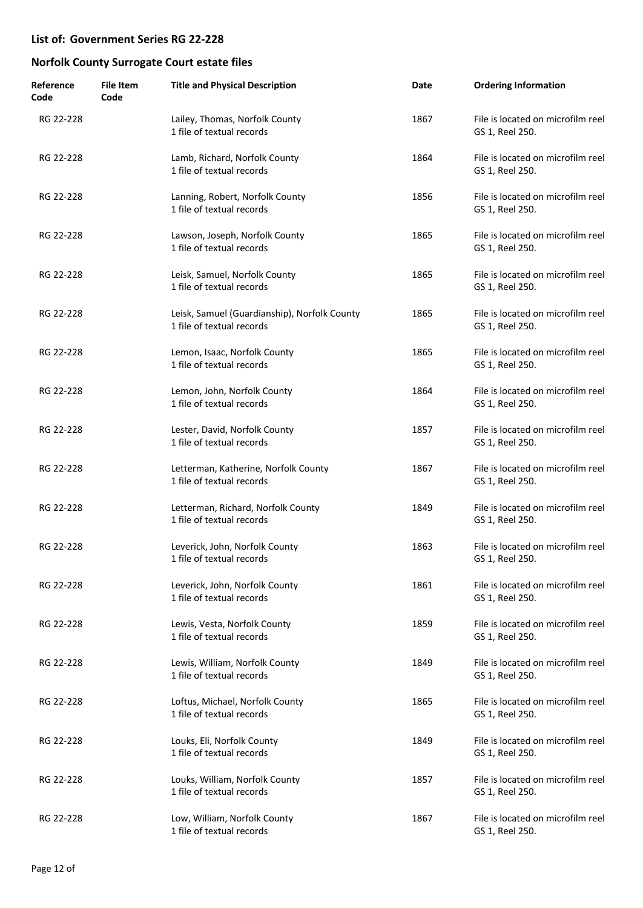## List of: Government Series RG 22-228

## Norfolk County Surrogate Court estate files

| Reference Code | File Item Code | Title and Physical Description | Date | Ordering Information |
|---|---|---|---|---|
| RG 22-228 | | Lailey, Thomas, Norfolk County<br>1 file of textual records | 1867 | File is located on microfilm reel GS 1, Reel 250. |
| RG 22-228 | | Lamb, Richard, Norfolk County<br>1 file of textual records | 1864 | File is located on microfilm reel GS 1, Reel 250. |
| RG 22-228 | | Lanning, Robert, Norfolk County<br>1 file of textual records | 1856 | File is located on microfilm reel GS 1, Reel 250. |
| RG 22-228 | | Lawson, Joseph, Norfolk County<br>1 file of textual records | 1865 | File is located on microfilm reel GS 1, Reel 250. |
| RG 22-228 | | Leisk, Samuel, Norfolk County<br>1 file of textual records | 1865 | File is located on microfilm reel GS 1, Reel 250. |
| RG 22-228 | | Leisk, Samuel (Guardianship), Norfolk County<br>1 file of textual records | 1865 | File is located on microfilm reel GS 1, Reel 250. |
| RG 22-228 | | Lemon, Isaac, Norfolk County<br>1 file of textual records | 1865 | File is located on microfilm reel GS 1, Reel 250. |
| RG 22-228 | | Lemon, John, Norfolk County<br>1 file of textual records | 1864 | File is located on microfilm reel GS 1, Reel 250. |
| RG 22-228 | | Lester, David, Norfolk County<br>1 file of textual records | 1857 | File is located on microfilm reel GS 1, Reel 250. |
| RG 22-228 | | Letterman, Katherine, Norfolk County<br>1 file of textual records | 1867 | File is located on microfilm reel GS 1, Reel 250. |
| RG 22-228 | | Letterman, Richard, Norfolk County<br>1 file of textual records | 1849 | File is located on microfilm reel GS 1, Reel 250. |
| RG 22-228 | | Leverick, John, Norfolk County<br>1 file of textual records | 1863 | File is located on microfilm reel GS 1, Reel 250. |
| RG 22-228 | | Leverick, John, Norfolk County<br>1 file of textual records | 1861 | File is located on microfilm reel GS 1, Reel 250. |
| RG 22-228 | | Lewis, Vesta, Norfolk County<br>1 file of textual records | 1859 | File is located on microfilm reel GS 1, Reel 250. |
| RG 22-228 | | Lewis, William, Norfolk County<br>1 file of textual records | 1849 | File is located on microfilm reel GS 1, Reel 250. |
| RG 22-228 | | Loftus, Michael, Norfolk County<br>1 file of textual records | 1865 | File is located on microfilm reel GS 1, Reel 250. |
| RG 22-228 | | Louks, Eli, Norfolk County<br>1 file of textual records | 1849 | File is located on microfilm reel GS 1, Reel 250. |
| RG 22-228 | | Louks, William, Norfolk County<br>1 file of textual records | 1857 | File is located on microfilm reel GS 1, Reel 250. |
| RG 22-228 | | Low, William, Norfolk County<br>1 file of textual records | 1867 | File is located on microfilm reel GS 1, Reel 250. |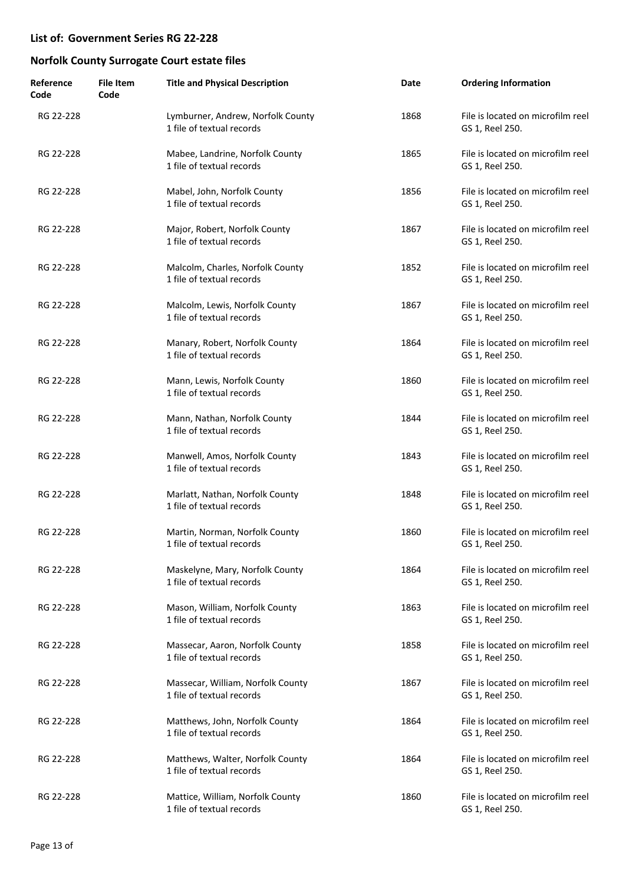## List of: Government Series RG 22-228

## Norfolk County Surrogate Court estate files

| Reference Code | File Item Code | Title and Physical Description | Date | Ordering Information |
|---|---|---|---|---|
| RG 22-228 | | Lymburner, Andrew, Norfolk County<br>1 file of textual records | 1868 | File is located on microfilm reel GS 1, Reel 250. |
| RG 22-228 | | Mabee, Landrine, Norfolk County<br>1 file of textual records | 1865 | File is located on microfilm reel GS 1, Reel 250. |
| RG 22-228 | | Mabel, John, Norfolk County<br>1 file of textual records | 1856 | File is located on microfilm reel GS 1, Reel 250. |
| RG 22-228 | | Major, Robert, Norfolk County<br>1 file of textual records | 1867 | File is located on microfilm reel GS 1, Reel 250. |
| RG 22-228 | | Malcolm, Charles, Norfolk County<br>1 file of textual records | 1852 | File is located on microfilm reel GS 1, Reel 250. |
| RG 22-228 | | Malcolm, Lewis, Norfolk County<br>1 file of textual records | 1867 | File is located on microfilm reel GS 1, Reel 250. |
| RG 22-228 | | Manary, Robert, Norfolk County<br>1 file of textual records | 1864 | File is located on microfilm reel GS 1, Reel 250. |
| RG 22-228 | | Mann, Lewis, Norfolk County<br>1 file of textual records | 1860 | File is located on microfilm reel GS 1, Reel 250. |
| RG 22-228 | | Mann, Nathan, Norfolk County<br>1 file of textual records | 1844 | File is located on microfilm reel GS 1, Reel 250. |
| RG 22-228 | | Manwell, Amos, Norfolk County<br>1 file of textual records | 1843 | File is located on microfilm reel GS 1, Reel 250. |
| RG 22-228 | | Marlatt, Nathan, Norfolk County<br>1 file of textual records | 1848 | File is located on microfilm reel GS 1, Reel 250. |
| RG 22-228 | | Martin, Norman, Norfolk County<br>1 file of textual records | 1860 | File is located on microfilm reel GS 1, Reel 250. |
| RG 22-228 | | Maskelyne, Mary, Norfolk County<br>1 file of textual records | 1864 | File is located on microfilm reel GS 1, Reel 250. |
| RG 22-228 | | Mason, William, Norfolk County<br>1 file of textual records | 1863 | File is located on microfilm reel GS 1, Reel 250. |
| RG 22-228 | | Massecar, Aaron, Norfolk County<br>1 file of textual records | 1858 | File is located on microfilm reel GS 1, Reel 250. |
| RG 22-228 | | Massecar, William, Norfolk County<br>1 file of textual records | 1867 | File is located on microfilm reel GS 1, Reel 250. |
| RG 22-228 | | Matthews, John, Norfolk County<br>1 file of textual records | 1864 | File is located on microfilm reel GS 1, Reel 250. |
| RG 22-228 | | Matthews, Walter, Norfolk County<br>1 file of textual records | 1864 | File is located on microfilm reel GS 1, Reel 250. |
| RG 22-228 | | Mattice, William, Norfolk County<br>1 file of textual records | 1860 | File is located on microfilm reel GS 1, Reel 250. |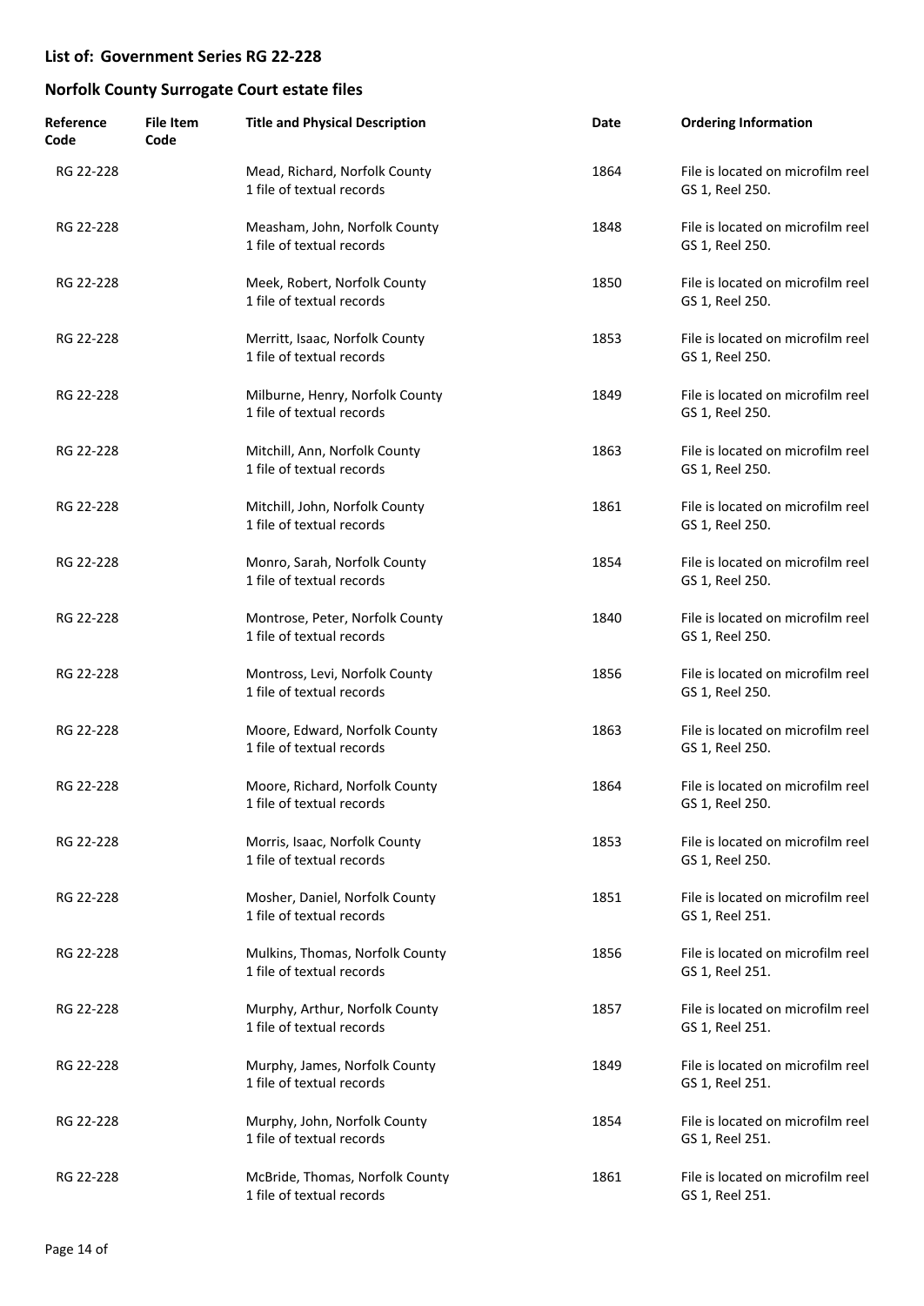## List of: Government Series RG 22-228

## Norfolk County Surrogate Court estate files

| Reference Code | File Item Code | Title and Physical Description | Date | Ordering Information |
|---|---|---|---|---|
| RG 22-228 | | Mead, Richard, Norfolk County<br>1 file of textual records | 1864 | File is located on microfilm reel GS 1, Reel 250. |
| RG 22-228 | | Measham, John, Norfolk County<br>1 file of textual records | 1848 | File is located on microfilm reel GS 1, Reel 250. |
| RG 22-228 | | Meek, Robert, Norfolk County<br>1 file of textual records | 1850 | File is located on microfilm reel GS 1, Reel 250. |
| RG 22-228 | | Merritt, Isaac, Norfolk County<br>1 file of textual records | 1853 | File is located on microfilm reel GS 1, Reel 250. |
| RG 22-228 | | Milburne, Henry, Norfolk County<br>1 file of textual records | 1849 | File is located on microfilm reel GS 1, Reel 250. |
| RG 22-228 | | Mitchill, Ann, Norfolk County<br>1 file of textual records | 1863 | File is located on microfilm reel GS 1, Reel 250. |
| RG 22-228 | | Mitchill, John, Norfolk County<br>1 file of textual records | 1861 | File is located on microfilm reel GS 1, Reel 250. |
| RG 22-228 | | Monro, Sarah, Norfolk County<br>1 file of textual records | 1854 | File is located on microfilm reel GS 1, Reel 250. |
| RG 22-228 | | Montrose, Peter, Norfolk County<br>1 file of textual records | 1840 | File is located on microfilm reel GS 1, Reel 250. |
| RG 22-228 | | Montross, Levi, Norfolk County<br>1 file of textual records | 1856 | File is located on microfilm reel GS 1, Reel 250. |
| RG 22-228 | | Moore, Edward, Norfolk County<br>1 file of textual records | 1863 | File is located on microfilm reel GS 1, Reel 250. |
| RG 22-228 | | Moore, Richard, Norfolk County<br>1 file of textual records | 1864 | File is located on microfilm reel GS 1, Reel 250. |
| RG 22-228 | | Morris, Isaac, Norfolk County<br>1 file of textual records | 1853 | File is located on microfilm reel GS 1, Reel 250. |
| RG 22-228 | | Mosher, Daniel, Norfolk County<br>1 file of textual records | 1851 | File is located on microfilm reel GS 1, Reel 251. |
| RG 22-228 | | Mulkins, Thomas, Norfolk County<br>1 file of textual records | 1856 | File is located on microfilm reel GS 1, Reel 251. |
| RG 22-228 | | Murphy, Arthur, Norfolk County<br>1 file of textual records | 1857 | File is located on microfilm reel GS 1, Reel 251. |
| RG 22-228 | | Murphy, James, Norfolk County<br>1 file of textual records | 1849 | File is located on microfilm reel GS 1, Reel 251. |
| RG 22-228 | | Murphy, John, Norfolk County<br>1 file of textual records | 1854 | File is located on microfilm reel GS 1, Reel 251. |
| RG 22-228 | | McBride, Thomas, Norfolk County<br>1 file of textual records | 1861 | File is located on microfilm reel GS 1, Reel 251. |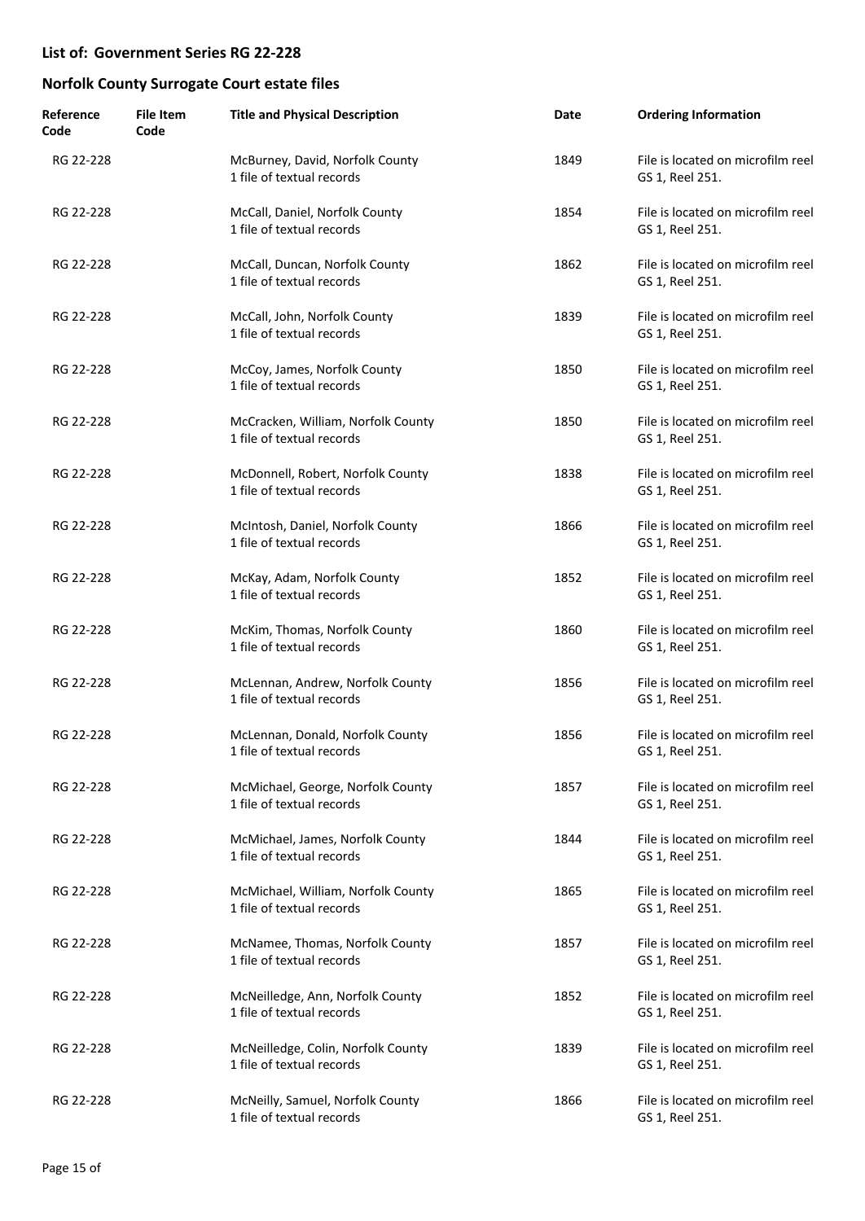## List of: Government Series RG 22-228

## Norfolk County Surrogate Court estate files

| Reference Code | File Item Code | Title and Physical Description | Date | Ordering Information |
|---|---|---|---|---|
| RG 22-228 | | McBurney, David, Norfolk County<br>1 file of textual records | 1849 | File is located on microfilm reel GS 1, Reel 251. |
| RG 22-228 | | McCall, Daniel, Norfolk County<br>1 file of textual records | 1854 | File is located on microfilm reel GS 1, Reel 251. |
| RG 22-228 | | McCall, Duncan, Norfolk County<br>1 file of textual records | 1862 | File is located on microfilm reel GS 1, Reel 251. |
| RG 22-228 | | McCall, John, Norfolk County<br>1 file of textual records | 1839 | File is located on microfilm reel GS 1, Reel 251. |
| RG 22-228 | | McCoy, James, Norfolk County<br>1 file of textual records | 1850 | File is located on microfilm reel GS 1, Reel 251. |
| RG 22-228 | | McCracken, William, Norfolk County<br>1 file of textual records | 1850 | File is located on microfilm reel GS 1, Reel 251. |
| RG 22-228 | | McDonnell, Robert, Norfolk County<br>1 file of textual records | 1838 | File is located on microfilm reel GS 1, Reel 251. |
| RG 22-228 | | McIntosh, Daniel, Norfolk County<br>1 file of textual records | 1866 | File is located on microfilm reel GS 1, Reel 251. |
| RG 22-228 | | McKay, Adam, Norfolk County<br>1 file of textual records | 1852 | File is located on microfilm reel GS 1, Reel 251. |
| RG 22-228 | | McKim, Thomas, Norfolk County<br>1 file of textual records | 1860 | File is located on microfilm reel GS 1, Reel 251. |
| RG 22-228 | | McLennan, Andrew, Norfolk County<br>1 file of textual records | 1856 | File is located on microfilm reel GS 1, Reel 251. |
| RG 22-228 | | McLennan, Donald, Norfolk County<br>1 file of textual records | 1856 | File is located on microfilm reel GS 1, Reel 251. |
| RG 22-228 | | McMichael, George, Norfolk County<br>1 file of textual records | 1857 | File is located on microfilm reel GS 1, Reel 251. |
| RG 22-228 | | McMichael, James, Norfolk County<br>1 file of textual records | 1844 | File is located on microfilm reel GS 1, Reel 251. |
| RG 22-228 | | McMichael, William, Norfolk County<br>1 file of textual records | 1865 | File is located on microfilm reel GS 1, Reel 251. |
| RG 22-228 | | McNamee, Thomas, Norfolk County<br>1 file of textual records | 1857 | File is located on microfilm reel GS 1, Reel 251. |
| RG 22-228 | | McNeilledge, Ann, Norfolk County<br>1 file of textual records | 1852 | File is located on microfilm reel GS 1, Reel 251. |
| RG 22-228 | | McNeilledge, Colin, Norfolk County<br>1 file of textual records | 1839 | File is located on microfilm reel GS 1, Reel 251. |
| RG 22-228 | | McNeilly, Samuel, Norfolk County<br>1 file of textual records | 1866 | File is located on microfilm reel GS 1, Reel 251. |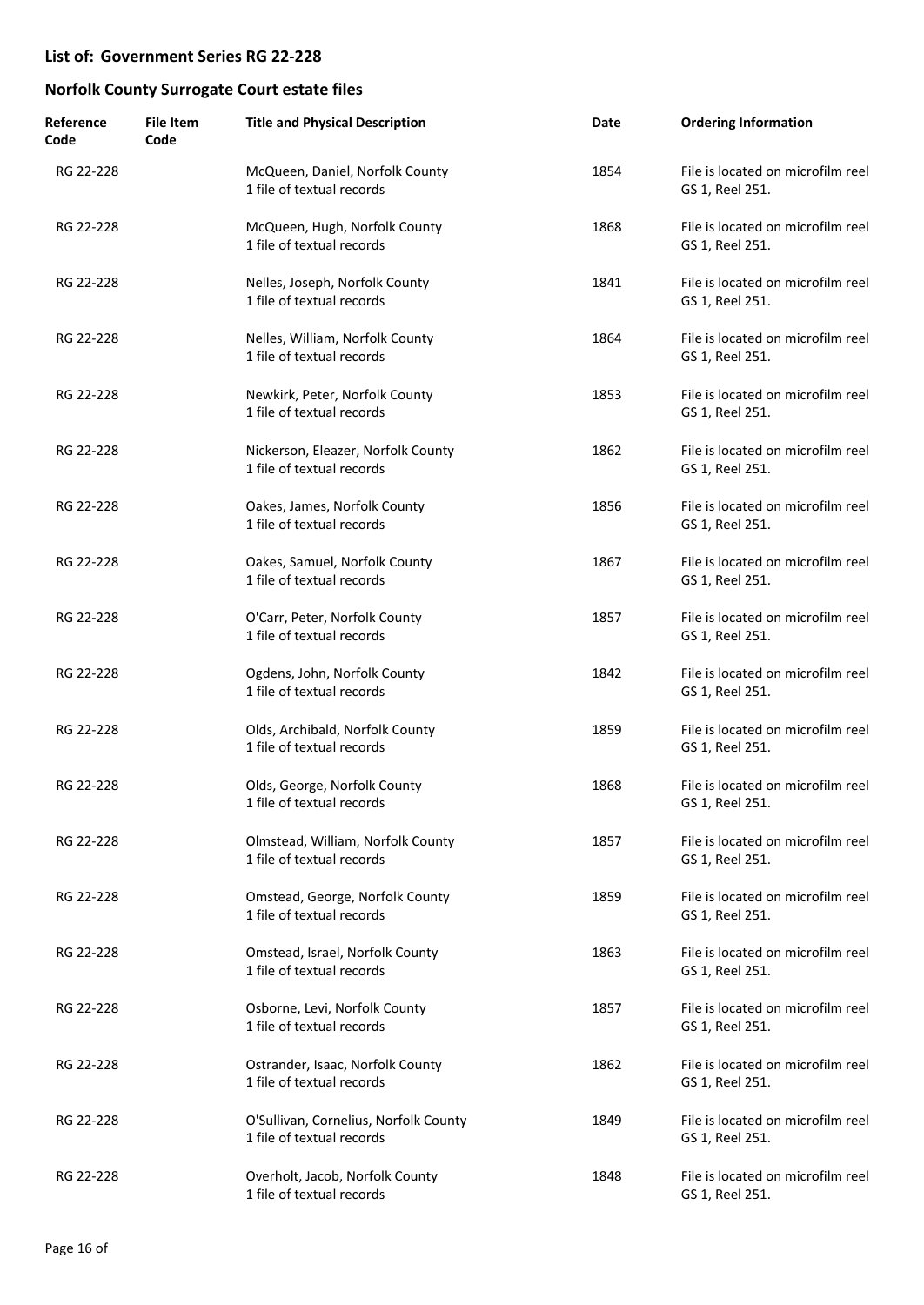## List of: Government Series RG 22-228

## Norfolk County Surrogate Court estate files

| Reference Code | File Item Code | Title and Physical Description | Date | Ordering Information |
|---|---|---|---|---|
| RG 22-228 | | McQueen, Daniel, Norfolk County<br>1 file of textual records | 1854 | File is located on microfilm reel GS 1, Reel 251. |
| RG 22-228 | | McQueen, Hugh, Norfolk County<br>1 file of textual records | 1868 | File is located on microfilm reel GS 1, Reel 251. |
| RG 22-228 | | Nelles, Joseph, Norfolk County<br>1 file of textual records | 1841 | File is located on microfilm reel GS 1, Reel 251. |
| RG 22-228 | | Nelles, William, Norfolk County<br>1 file of textual records | 1864 | File is located on microfilm reel GS 1, Reel 251. |
| RG 22-228 | | Newkirk, Peter, Norfolk County<br>1 file of textual records | 1853 | File is located on microfilm reel GS 1, Reel 251. |
| RG 22-228 | | Nickerson, Eleazer, Norfolk County<br>1 file of textual records | 1862 | File is located on microfilm reel GS 1, Reel 251. |
| RG 22-228 | | Oakes, James, Norfolk County<br>1 file of textual records | 1856 | File is located on microfilm reel GS 1, Reel 251. |
| RG 22-228 | | Oakes, Samuel, Norfolk County<br>1 file of textual records | 1867 | File is located on microfilm reel GS 1, Reel 251. |
| RG 22-228 | | O'Carr, Peter, Norfolk County<br>1 file of textual records | 1857 | File is located on microfilm reel GS 1, Reel 251. |
| RG 22-228 | | Ogdens, John, Norfolk County<br>1 file of textual records | 1842 | File is located on microfilm reel GS 1, Reel 251. |
| RG 22-228 | | Olds, Archibald, Norfolk County<br>1 file of textual records | 1859 | File is located on microfilm reel GS 1, Reel 251. |
| RG 22-228 | | Olds, George, Norfolk County<br>1 file of textual records | 1868 | File is located on microfilm reel GS 1, Reel 251. |
| RG 22-228 | | Olmstead, William, Norfolk County<br>1 file of textual records | 1857 | File is located on microfilm reel GS 1, Reel 251. |
| RG 22-228 | | Omstead, George, Norfolk County<br>1 file of textual records | 1859 | File is located on microfilm reel GS 1, Reel 251. |
| RG 22-228 | | Omstead, Israel, Norfolk County<br>1 file of textual records | 1863 | File is located on microfilm reel GS 1, Reel 251. |
| RG 22-228 | | Osborne, Levi, Norfolk County<br>1 file of textual records | 1857 | File is located on microfilm reel GS 1, Reel 251. |
| RG 22-228 | | Ostrander, Isaac, Norfolk County<br>1 file of textual records | 1862 | File is located on microfilm reel GS 1, Reel 251. |
| RG 22-228 | | O'Sullivan, Cornelius, Norfolk County<br>1 file of textual records | 1849 | File is located on microfilm reel GS 1, Reel 251. |
| RG 22-228 | | Overholt, Jacob, Norfolk County<br>1 file of textual records | 1848 | File is located on microfilm reel GS 1, Reel 251. |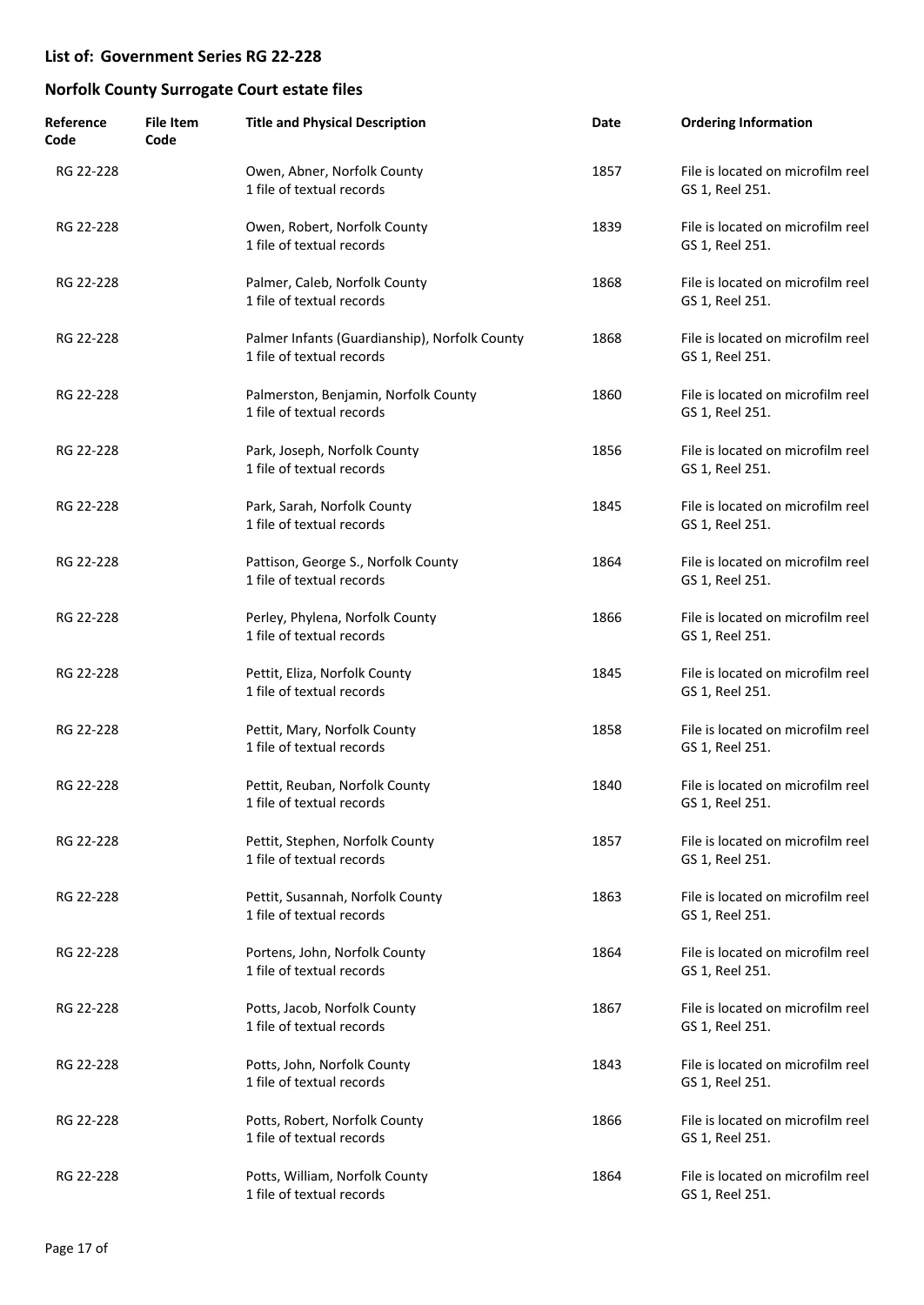## List of: Government Series RG 22-228

## Norfolk County Surrogate Court estate files

| Reference Code | File Item Code | Title and Physical Description | Date | Ordering Information |
|---|---|---|---|---|
| RG 22-228 | | Owen, Abner, Norfolk County<br>1 file of textual records | 1857 | File is located on microfilm reel GS 1, Reel 251. |
| RG 22-228 | | Owen, Robert, Norfolk County<br>1 file of textual records | 1839 | File is located on microfilm reel GS 1, Reel 251. |
| RG 22-228 | | Palmer, Caleb, Norfolk County<br>1 file of textual records | 1868 | File is located on microfilm reel GS 1, Reel 251. |
| RG 22-228 | | Palmer Infants (Guardianship), Norfolk County<br>1 file of textual records | 1868 | File is located on microfilm reel GS 1, Reel 251. |
| RG 22-228 | | Palmerston, Benjamin, Norfolk County<br>1 file of textual records | 1860 | File is located on microfilm reel GS 1, Reel 251. |
| RG 22-228 | | Park, Joseph, Norfolk County<br>1 file of textual records | 1856 | File is located on microfilm reel GS 1, Reel 251. |
| RG 22-228 | | Park, Sarah, Norfolk County<br>1 file of textual records | 1845 | File is located on microfilm reel GS 1, Reel 251. |
| RG 22-228 | | Pattison, George S., Norfolk County<br>1 file of textual records | 1864 | File is located on microfilm reel GS 1, Reel 251. |
| RG 22-228 | | Perley, Phylena, Norfolk County<br>1 file of textual records | 1866 | File is located on microfilm reel GS 1, Reel 251. |
| RG 22-228 | | Pettit, Eliza, Norfolk County<br>1 file of textual records | 1845 | File is located on microfilm reel GS 1, Reel 251. |
| RG 22-228 | | Pettit, Mary, Norfolk County<br>1 file of textual records | 1858 | File is located on microfilm reel GS 1, Reel 251. |
| RG 22-228 | | Pettit, Reuban, Norfolk County<br>1 file of textual records | 1840 | File is located on microfilm reel GS 1, Reel 251. |
| RG 22-228 | | Pettit, Stephen, Norfolk County<br>1 file of textual records | 1857 | File is located on microfilm reel GS 1, Reel 251. |
| RG 22-228 | | Pettit, Susannah, Norfolk County<br>1 file of textual records | 1863 | File is located on microfilm reel GS 1, Reel 251. |
| RG 22-228 | | Portens, John, Norfolk County<br>1 file of textual records | 1864 | File is located on microfilm reel GS 1, Reel 251. |
| RG 22-228 | | Potts, Jacob, Norfolk County<br>1 file of textual records | 1867 | File is located on microfilm reel GS 1, Reel 251. |
| RG 22-228 | | Potts, John, Norfolk County<br>1 file of textual records | 1843 | File is located on microfilm reel GS 1, Reel 251. |
| RG 22-228 | | Potts, Robert, Norfolk County<br>1 file of textual records | 1866 | File is located on microfilm reel GS 1, Reel 251. |
| RG 22-228 | | Potts, William, Norfolk County<br>1 file of textual records | 1864 | File is located on microfilm reel GS 1, Reel 251. |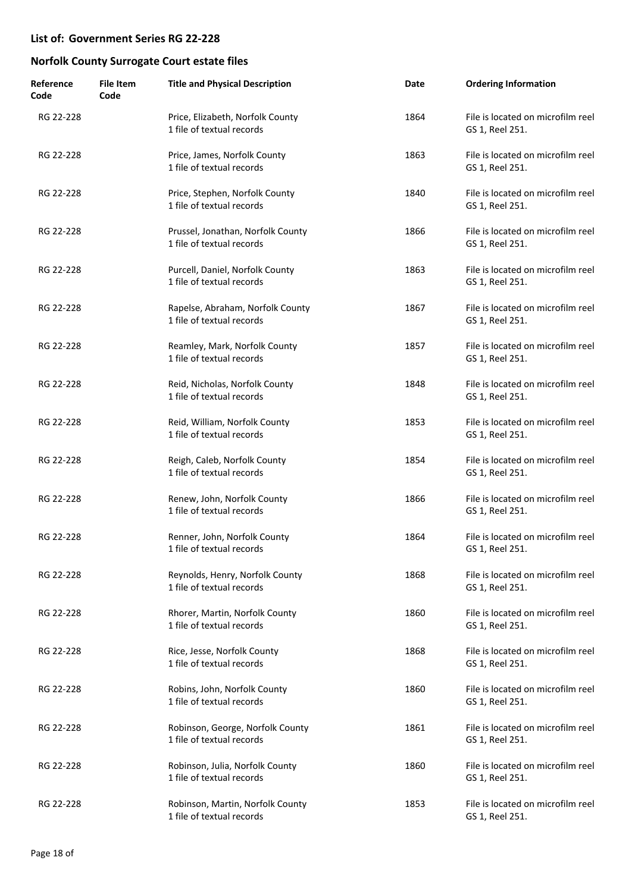## List of: Government Series RG 22-228

## Norfolk County Surrogate Court estate files

| Reference Code | File Item Code | Title and Physical Description | Date | Ordering Information |
| --- | --- | --- | --- | --- |
| RG 22-228 | | Price, Elizabeth, Norfolk County<br>1 file of textual records | 1864 | File is located on microfilm reel GS 1, Reel 251. |
| RG 22-228 | | Price, James, Norfolk County<br>1 file of textual records | 1863 | File is located on microfilm reel GS 1, Reel 251. |
| RG 22-228 | | Price, Stephen, Norfolk County<br>1 file of textual records | 1840 | File is located on microfilm reel GS 1, Reel 251. |
| RG 22-228 | | Prussel, Jonathan, Norfolk County<br>1 file of textual records | 1866 | File is located on microfilm reel GS 1, Reel 251. |
| RG 22-228 | | Purcell, Daniel, Norfolk County<br>1 file of textual records | 1863 | File is located on microfilm reel GS 1, Reel 251. |
| RG 22-228 | | Rapelse, Abraham, Norfolk County<br>1 file of textual records | 1867 | File is located on microfilm reel GS 1, Reel 251. |
| RG 22-228 | | Reamley, Mark, Norfolk County<br>1 file of textual records | 1857 | File is located on microfilm reel GS 1, Reel 251. |
| RG 22-228 | | Reid, Nicholas, Norfolk County<br>1 file of textual records | 1848 | File is located on microfilm reel GS 1, Reel 251. |
| RG 22-228 | | Reid, William, Norfolk County<br>1 file of textual records | 1853 | File is located on microfilm reel GS 1, Reel 251. |
| RG 22-228 | | Reigh, Caleb, Norfolk County<br>1 file of textual records | 1854 | File is located on microfilm reel GS 1, Reel 251. |
| RG 22-228 | | Renew, John, Norfolk County<br>1 file of textual records | 1866 | File is located on microfilm reel GS 1, Reel 251. |
| RG 22-228 | | Renner, John, Norfolk County<br>1 file of textual records | 1864 | File is located on microfilm reel GS 1, Reel 251. |
| RG 22-228 | | Reynolds, Henry, Norfolk County<br>1 file of textual records | 1868 | File is located on microfilm reel GS 1, Reel 251. |
| RG 22-228 | | Rhorer, Martin, Norfolk County<br>1 file of textual records | 1860 | File is located on microfilm reel GS 1, Reel 251. |
| RG 22-228 | | Rice, Jesse, Norfolk County<br>1 file of textual records | 1868 | File is located on microfilm reel GS 1, Reel 251. |
| RG 22-228 | | Robins, John, Norfolk County<br>1 file of textual records | 1860 | File is located on microfilm reel GS 1, Reel 251. |
| RG 22-228 | | Robinson, George, Norfolk County<br>1 file of textual records | 1861 | File is located on microfilm reel GS 1, Reel 251. |
| RG 22-228 | | Robinson, Julia, Norfolk County<br>1 file of textual records | 1860 | File is located on microfilm reel GS 1, Reel 251. |
| RG 22-228 | | Robinson, Martin, Norfolk County<br>1 file of textual records | 1853 | File is located on microfilm reel GS 1, Reel 251. |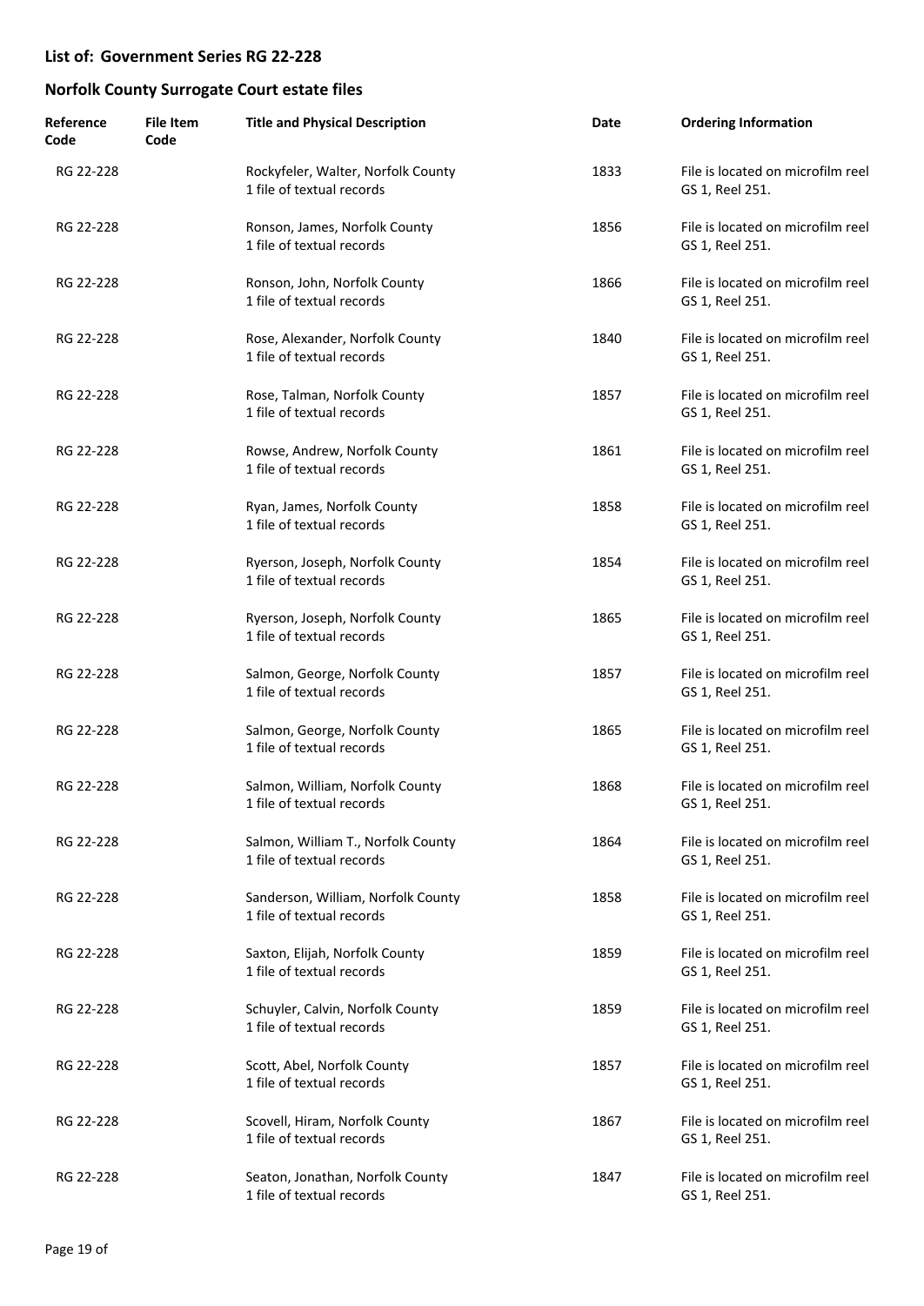## List of: Government Series RG 22-228

## Norfolk County Surrogate Court estate files

| Reference Code | File Item Code | Title and Physical Description | Date | Ordering Information |
|---|---|---|---|---|
| RG 22-228 | | Rockyfeler, Walter, Norfolk County<br>1 file of textual records | 1833 | File is located on microfilm reel GS 1, Reel 251. |
| RG 22-228 | | Ronson, James, Norfolk County<br>1 file of textual records | 1856 | File is located on microfilm reel GS 1, Reel 251. |
| RG 22-228 | | Ronson, John, Norfolk County<br>1 file of textual records | 1866 | File is located on microfilm reel GS 1, Reel 251. |
| RG 22-228 | | Rose, Alexander, Norfolk County<br>1 file of textual records | 1840 | File is located on microfilm reel GS 1, Reel 251. |
| RG 22-228 | | Rose, Talman, Norfolk County<br>1 file of textual records | 1857 | File is located on microfilm reel GS 1, Reel 251. |
| RG 22-228 | | Rowse, Andrew, Norfolk County<br>1 file of textual records | 1861 | File is located on microfilm reel GS 1, Reel 251. |
| RG 22-228 | | Ryan, James, Norfolk County<br>1 file of textual records | 1858 | File is located on microfilm reel GS 1, Reel 251. |
| RG 22-228 | | Ryerson, Joseph, Norfolk County<br>1 file of textual records | 1854 | File is located on microfilm reel GS 1, Reel 251. |
| RG 22-228 | | Ryerson, Joseph, Norfolk County<br>1 file of textual records | 1865 | File is located on microfilm reel GS 1, Reel 251. |
| RG 22-228 | | Salmon, George, Norfolk County<br>1 file of textual records | 1857 | File is located on microfilm reel GS 1, Reel 251. |
| RG 22-228 | | Salmon, George, Norfolk County<br>1 file of textual records | 1865 | File is located on microfilm reel GS 1, Reel 251. |
| RG 22-228 | | Salmon, William, Norfolk County<br>1 file of textual records | 1868 | File is located on microfilm reel GS 1, Reel 251. |
| RG 22-228 | | Salmon, William T., Norfolk County<br>1 file of textual records | 1864 | File is located on microfilm reel GS 1, Reel 251. |
| RG 22-228 | | Sanderson, William, Norfolk County<br>1 file of textual records | 1858 | File is located on microfilm reel GS 1, Reel 251. |
| RG 22-228 | | Saxton, Elijah, Norfolk County<br>1 file of textual records | 1859 | File is located on microfilm reel GS 1, Reel 251. |
| RG 22-228 | | Schuyler, Calvin, Norfolk County<br>1 file of textual records | 1859 | File is located on microfilm reel GS 1, Reel 251. |
| RG 22-228 | | Scott, Abel, Norfolk County<br>1 file of textual records | 1857 | File is located on microfilm reel GS 1, Reel 251. |
| RG 22-228 | | Scovell, Hiram, Norfolk County<br>1 file of textual records | 1867 | File is located on microfilm reel GS 1, Reel 251. |
| RG 22-228 | | Seaton, Jonathan, Norfolk County<br>1 file of textual records | 1847 | File is located on microfilm reel GS 1, Reel 251. |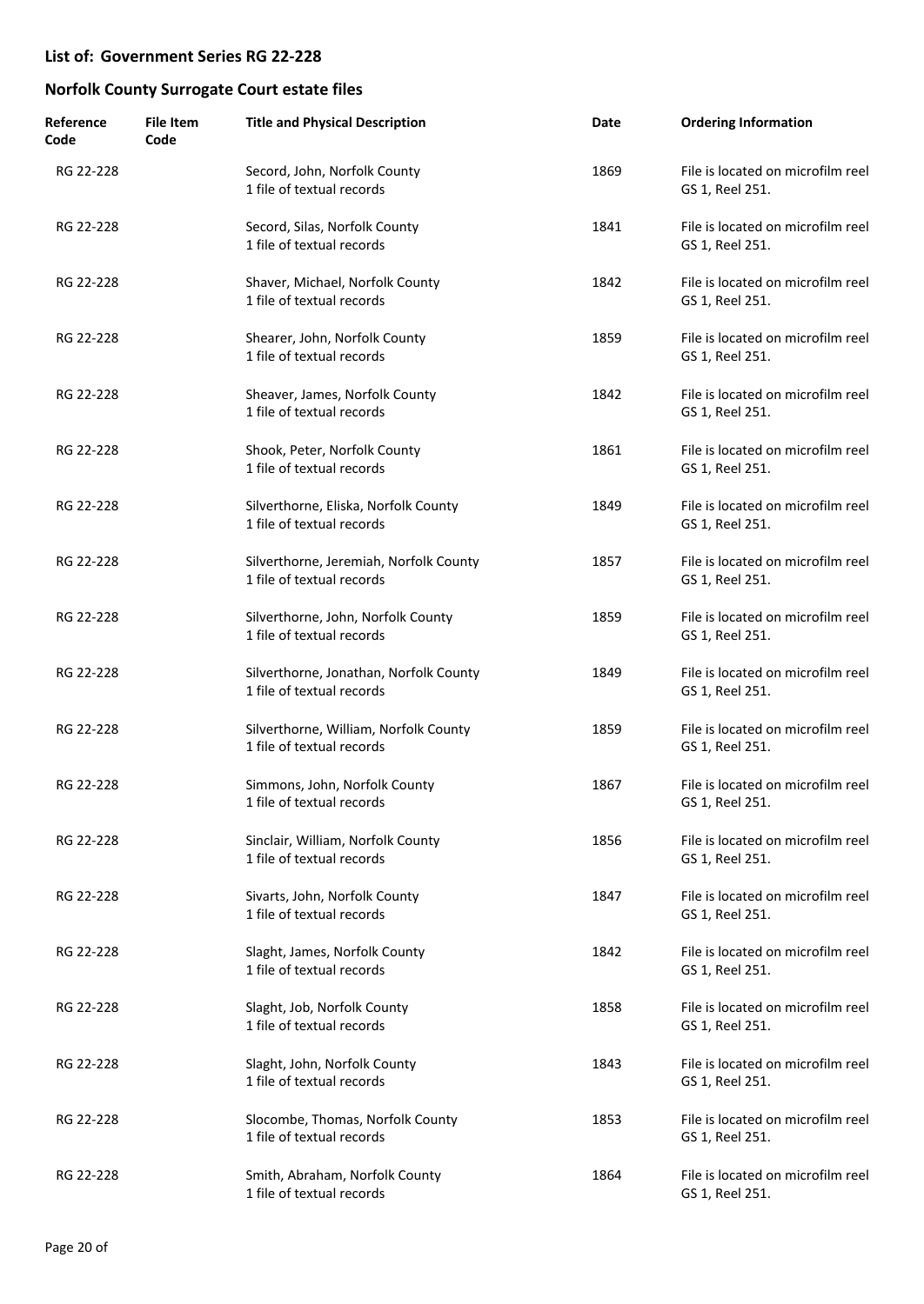**List of: Government Series RG 22-228**

**Norfolk County Surrogate Court estate files**

| Reference Code | File Item Code | Title and Physical Description | Date | Ordering Information |
|---|---|---|---|---|
| RG 22-228 | | Secord, John, Norfolk County<br>1 file of textual records | 1869 | File is located on microfilm reel GS 1, Reel 251. |
| RG 22-228 | | Secord, Silas, Norfolk County<br>1 file of textual records | 1841 | File is located on microfilm reel GS 1, Reel 251. |
| RG 22-228 | | Shaver, Michael, Norfolk County<br>1 file of textual records | 1842 | File is located on microfilm reel GS 1, Reel 251. |
| RG 22-228 | | Shearer, John, Norfolk County<br>1 file of textual records | 1859 | File is located on microfilm reel GS 1, Reel 251. |
| RG 22-228 | | Sheaver, James, Norfolk County<br>1 file of textual records | 1842 | File is located on microfilm reel GS 1, Reel 251. |
| RG 22-228 | | Shook, Peter, Norfolk County<br>1 file of textual records | 1861 | File is located on microfilm reel GS 1, Reel 251. |
| RG 22-228 | | Silverthorne, Eliska, Norfolk County<br>1 file of textual records | 1849 | File is located on microfilm reel GS 1, Reel 251. |
| RG 22-228 | | Silverthorne, Jeremiah, Norfolk County<br>1 file of textual records | 1857 | File is located on microfilm reel GS 1, Reel 251. |
| RG 22-228 | | Silverthorne, John, Norfolk County<br>1 file of textual records | 1859 | File is located on microfilm reel GS 1, Reel 251. |
| RG 22-228 | | Silverthorne, Jonathan, Norfolk County<br>1 file of textual records | 1849 | File is located on microfilm reel GS 1, Reel 251. |
| RG 22-228 | | Silverthorne, William, Norfolk County<br>1 file of textual records | 1859 | File is located on microfilm reel GS 1, Reel 251. |
| RG 22-228 | | Simmons, John, Norfolk County<br>1 file of textual records | 1867 | File is located on microfilm reel GS 1, Reel 251. |
| RG 22-228 | | Sinclair, William, Norfolk County<br>1 file of textual records | 1856 | File is located on microfilm reel GS 1, Reel 251. |
| RG 22-228 | | Sivarts, John, Norfolk County<br>1 file of textual records | 1847 | File is located on microfilm reel GS 1, Reel 251. |
| RG 22-228 | | Slaght, James, Norfolk County<br>1 file of textual records | 1842 | File is located on microfilm reel GS 1, Reel 251. |
| RG 22-228 | | Slaght, Job, Norfolk County<br>1 file of textual records | 1858 | File is located on microfilm reel GS 1, Reel 251. |
| RG 22-228 | | Slaght, John, Norfolk County<br>1 file of textual records | 1843 | File is located on microfilm reel GS 1, Reel 251. |
| RG 22-228 | | Slocombe, Thomas, Norfolk County<br>1 file of textual records | 1853 | File is located on microfilm reel GS 1, Reel 251. |
| RG 22-228 | | Smith, Abraham, Norfolk County<br>1 file of textual records | 1864 | File is located on microfilm reel GS 1, Reel 251. |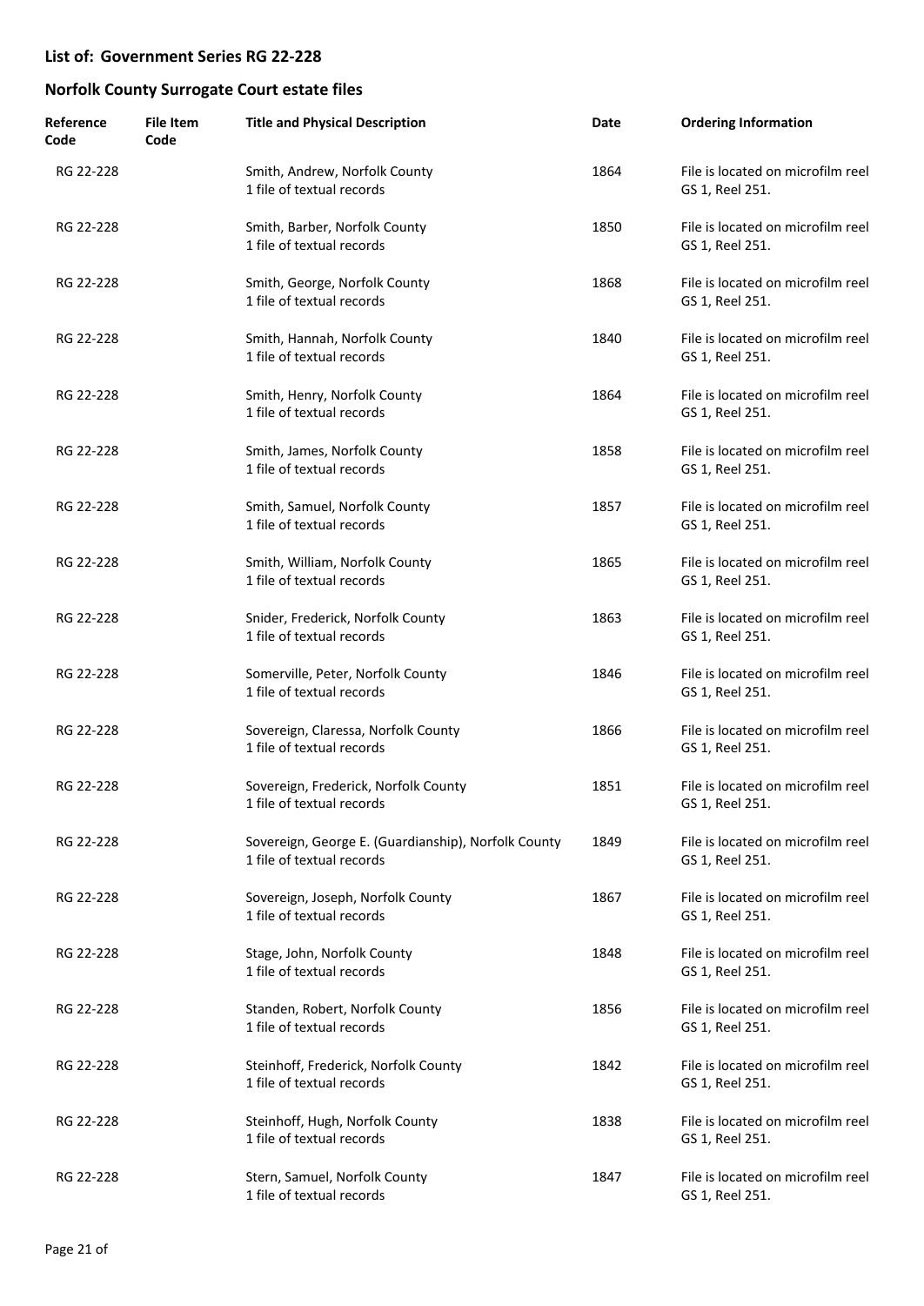## List of: Government Series RG 22-228

## Norfolk County Surrogate Court estate files

| Reference Code | File Item Code | Title and Physical Description | Date | Ordering Information |
|---|---|---|---|---|
| RG 22-228 | | Smith, Andrew, Norfolk County<br>1 file of textual records | 1864 | File is located on microfilm reel GS 1, Reel 251. |
| RG 22-228 | | Smith, Barber, Norfolk County<br>1 file of textual records | 1850 | File is located on microfilm reel GS 1, Reel 251. |
| RG 22-228 | | Smith, George, Norfolk County<br>1 file of textual records | 1868 | File is located on microfilm reel GS 1, Reel 251. |
| RG 22-228 | | Smith, Hannah, Norfolk County<br>1 file of textual records | 1840 | File is located on microfilm reel GS 1, Reel 251. |
| RG 22-228 | | Smith, Henry, Norfolk County<br>1 file of textual records | 1864 | File is located on microfilm reel GS 1, Reel 251. |
| RG 22-228 | | Smith, James, Norfolk County<br>1 file of textual records | 1858 | File is located on microfilm reel GS 1, Reel 251. |
| RG 22-228 | | Smith, Samuel, Norfolk County<br>1 file of textual records | 1857 | File is located on microfilm reel GS 1, Reel 251. |
| RG 22-228 | | Smith, William, Norfolk County<br>1 file of textual records | 1865 | File is located on microfilm reel GS 1, Reel 251. |
| RG 22-228 | | Snider, Frederick, Norfolk County<br>1 file of textual records | 1863 | File is located on microfilm reel GS 1, Reel 251. |
| RG 22-228 | | Somerville, Peter, Norfolk County<br>1 file of textual records | 1846 | File is located on microfilm reel GS 1, Reel 251. |
| RG 22-228 | | Sovereign, Claressa, Norfolk County<br>1 file of textual records | 1866 | File is located on microfilm reel GS 1, Reel 251. |
| RG 22-228 | | Sovereign, Frederick, Norfolk County<br>1 file of textual records | 1851 | File is located on microfilm reel GS 1, Reel 251. |
| RG 22-228 | | Sovereign, George E. (Guardianship), Norfolk County<br>1 file of textual records | 1849 | File is located on microfilm reel GS 1, Reel 251. |
| RG 22-228 | | Sovereign, Joseph, Norfolk County<br>1 file of textual records | 1867 | File is located on microfilm reel GS 1, Reel 251. |
| RG 22-228 | | Stage, John, Norfolk County<br>1 file of textual records | 1848 | File is located on microfilm reel GS 1, Reel 251. |
| RG 22-228 | | Standen, Robert, Norfolk County<br>1 file of textual records | 1856 | File is located on microfilm reel GS 1, Reel 251. |
| RG 22-228 | | Steinhoff, Frederick, Norfolk County<br>1 file of textual records | 1842 | File is located on microfilm reel GS 1, Reel 251. |
| RG 22-228 | | Steinhoff, Hugh, Norfolk County<br>1 file of textual records | 1838 | File is located on microfilm reel GS 1, Reel 251. |
| RG 22-228 | | Stern, Samuel, Norfolk County<br>1 file of textual records | 1847 | File is located on microfilm reel GS 1, Reel 251. |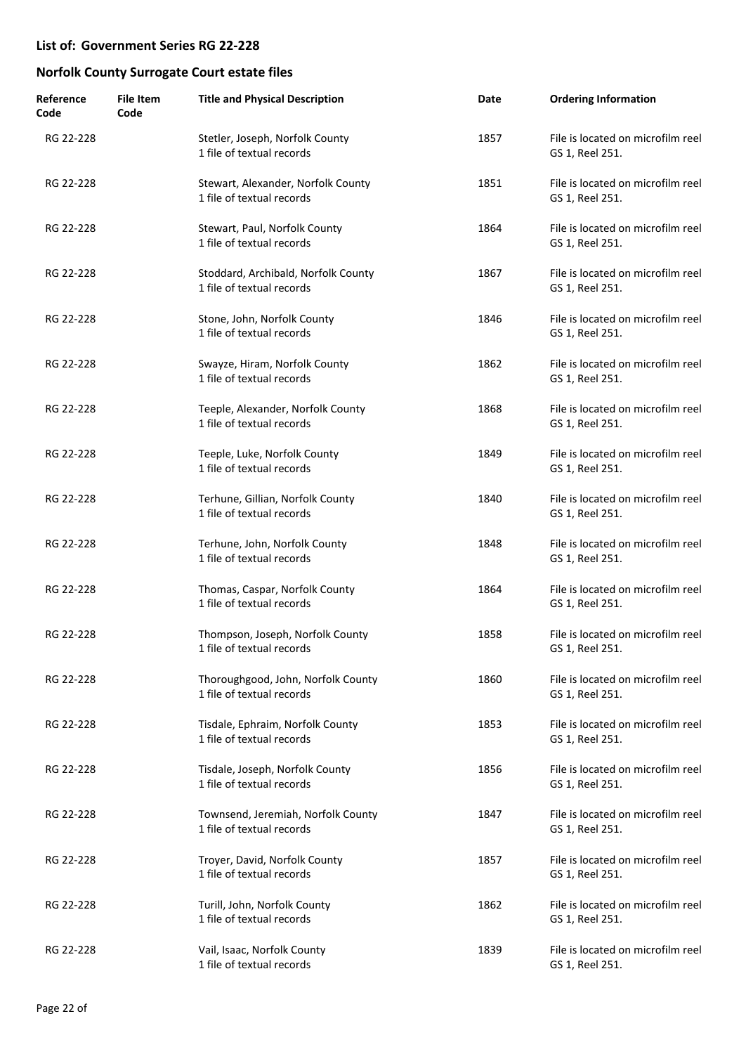## List of: Government Series RG 22-228

## Norfolk County Surrogate Court estate files

| Reference Code | File Item Code | Title and Physical Description | Date | Ordering Information |
|---|---|---|---|---|
| RG 22-228 | | Stetler, Joseph, Norfolk County<br>1 file of textual records | 1857 | File is located on microfilm reel GS 1, Reel 251. |
| RG 22-228 | | Stewart, Alexander, Norfolk County<br>1 file of textual records | 1851 | File is located on microfilm reel GS 1, Reel 251. |
| RG 22-228 | | Stewart, Paul, Norfolk County<br>1 file of textual records | 1864 | File is located on microfilm reel GS 1, Reel 251. |
| RG 22-228 | | Stoddard, Archibald, Norfolk County<br>1 file of textual records | 1867 | File is located on microfilm reel GS 1, Reel 251. |
| RG 22-228 | | Stone, John, Norfolk County<br>1 file of textual records | 1846 | File is located on microfilm reel GS 1, Reel 251. |
| RG 22-228 | | Swayze, Hiram, Norfolk County<br>1 file of textual records | 1862 | File is located on microfilm reel GS 1, Reel 251. |
| RG 22-228 | | Teeple, Alexander, Norfolk County<br>1 file of textual records | 1868 | File is located on microfilm reel GS 1, Reel 251. |
| RG 22-228 | | Teeple, Luke, Norfolk County<br>1 file of textual records | 1849 | File is located on microfilm reel GS 1, Reel 251. |
| RG 22-228 | | Terhune, Gillian, Norfolk County<br>1 file of textual records | 1840 | File is located on microfilm reel GS 1, Reel 251. |
| RG 22-228 | | Terhune, John, Norfolk County<br>1 file of textual records | 1848 | File is located on microfilm reel GS 1, Reel 251. |
| RG 22-228 | | Thomas, Caspar, Norfolk County<br>1 file of textual records | 1864 | File is located on microfilm reel GS 1, Reel 251. |
| RG 22-228 | | Thompson, Joseph, Norfolk County<br>1 file of textual records | 1858 | File is located on microfilm reel GS 1, Reel 251. |
| RG 22-228 | | Thoroughgood, John, Norfolk County<br>1 file of textual records | 1860 | File is located on microfilm reel GS 1, Reel 251. |
| RG 22-228 | | Tisdale, Ephraim, Norfolk County<br>1 file of textual records | 1853 | File is located on microfilm reel GS 1, Reel 251. |
| RG 22-228 | | Tisdale, Joseph, Norfolk County<br>1 file of textual records | 1856 | File is located on microfilm reel GS 1, Reel 251. |
| RG 22-228 | | Townsend, Jeremiah, Norfolk County<br>1 file of textual records | 1847 | File is located on microfilm reel GS 1, Reel 251. |
| RG 22-228 | | Troyer, David, Norfolk County<br>1 file of textual records | 1857 | File is located on microfilm reel GS 1, Reel 251. |
| RG 22-228 | | Turill, John, Norfolk County<br>1 file of textual records | 1862 | File is located on microfilm reel GS 1, Reel 251. |
| RG 22-228 | | Vail, Isaac, Norfolk County<br>1 file of textual records | 1839 | File is located on microfilm reel GS 1, Reel 251. |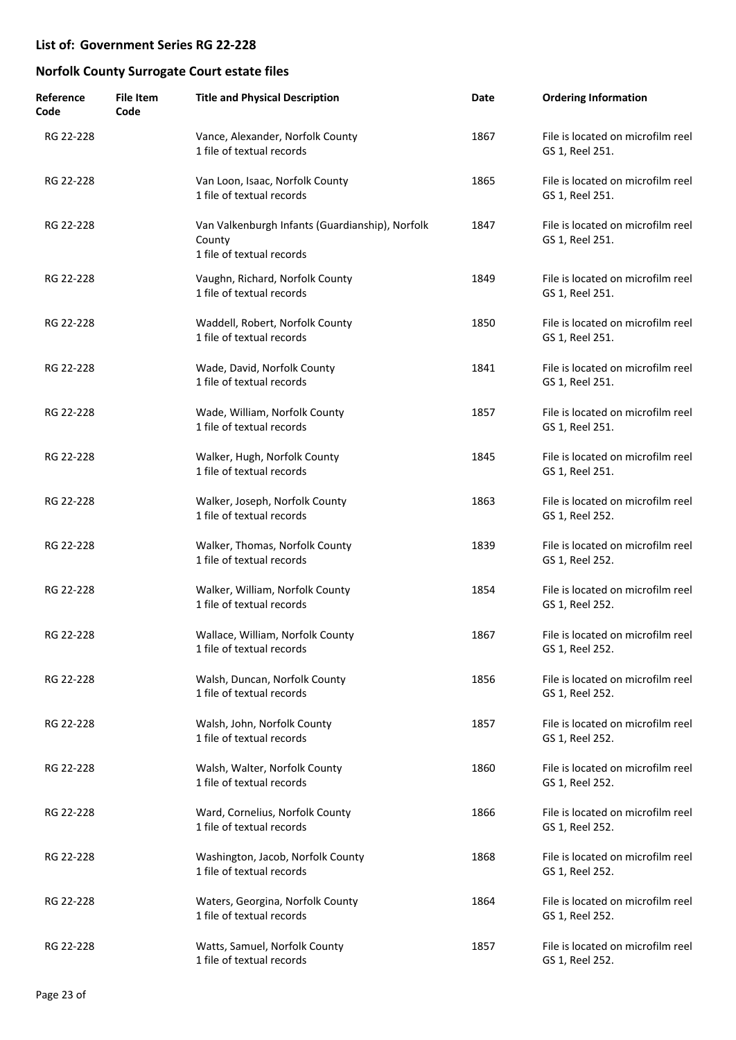## List of: Government Series RG 22-228

## Norfolk County Surrogate Court estate files

| Reference Code | File Item Code | Title and Physical Description | Date | Ordering Information |
|---|---|---|---|---|
| RG 22-228 | | Vance, Alexander, Norfolk County<br>1 file of textual records | 1867 | File is located on microfilm reel GS 1, Reel 251. |
| RG 22-228 | | Van Loon, Isaac, Norfolk County<br>1 file of textual records | 1865 | File is located on microfilm reel GS 1, Reel 251. |
| RG 22-228 | | Van Valkenburgh Infants (Guardianship), Norfolk County<br>1 file of textual records | 1847 | File is located on microfilm reel GS 1, Reel 251. |
| RG 22-228 | | Vaughn, Richard, Norfolk County<br>1 file of textual records | 1849 | File is located on microfilm reel GS 1, Reel 251. |
| RG 22-228 | | Waddell, Robert, Norfolk County<br>1 file of textual records | 1850 | File is located on microfilm reel GS 1, Reel 251. |
| RG 22-228 | | Wade, David, Norfolk County<br>1 file of textual records | 1841 | File is located on microfilm reel GS 1, Reel 251. |
| RG 22-228 | | Wade, William, Norfolk County<br>1 file of textual records | 1857 | File is located on microfilm reel GS 1, Reel 251. |
| RG 22-228 | | Walker, Hugh, Norfolk County<br>1 file of textual records | 1845 | File is located on microfilm reel GS 1, Reel 251. |
| RG 22-228 | | Walker, Joseph, Norfolk County<br>1 file of textual records | 1863 | File is located on microfilm reel GS 1, Reel 252. |
| RG 22-228 | | Walker, Thomas, Norfolk County<br>1 file of textual records | 1839 | File is located on microfilm reel GS 1, Reel 252. |
| RG 22-228 | | Walker, William, Norfolk County<br>1 file of textual records | 1854 | File is located on microfilm reel GS 1, Reel 252. |
| RG 22-228 | | Wallace, William, Norfolk County<br>1 file of textual records | 1867 | File is located on microfilm reel GS 1, Reel 252. |
| RG 22-228 | | Walsh, Duncan, Norfolk County<br>1 file of textual records | 1856 | File is located on microfilm reel GS 1, Reel 252. |
| RG 22-228 | | Walsh, John, Norfolk County<br>1 file of textual records | 1857 | File is located on microfilm reel GS 1, Reel 252. |
| RG 22-228 | | Walsh, Walter, Norfolk County<br>1 file of textual records | 1860 | File is located on microfilm reel GS 1, Reel 252. |
| RG 22-228 | | Ward, Cornelius, Norfolk County<br>1 file of textual records | 1866 | File is located on microfilm reel GS 1, Reel 252. |
| RG 22-228 | | Washington, Jacob, Norfolk County<br>1 file of textual records | 1868 | File is located on microfilm reel GS 1, Reel 252. |
| RG 22-228 | | Waters, Georgina, Norfolk County<br>1 file of textual records | 1864 | File is located on microfilm reel GS 1, Reel 252. |
| RG 22-228 | | Watts, Samuel, Norfolk County<br>1 file of textual records | 1857 | File is located on microfilm reel GS 1, Reel 252. |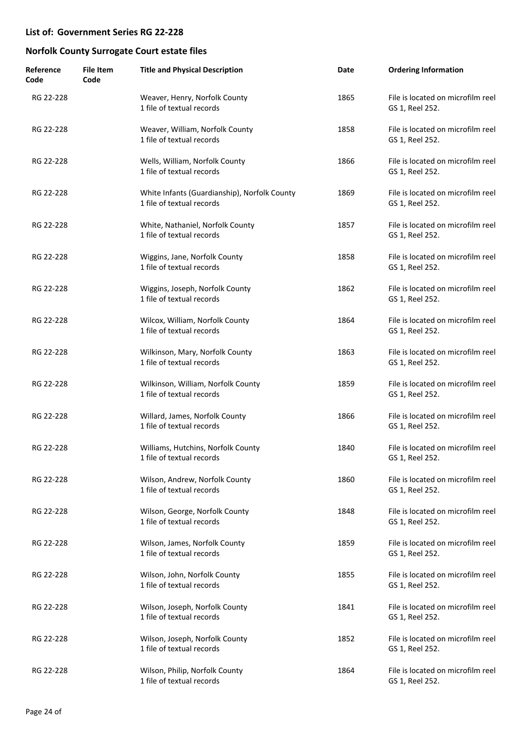## List of: Government Series RG 22-228

## Norfolk County Surrogate Court estate files

| Reference Code | File Item Code | Title and Physical Description | Date | Ordering Information |
|---|---|---|---|---|
| RG 22-228 | | Weaver, Henry, Norfolk County<br>1 file of textual records | 1865 | File is located on microfilm reel GS 1, Reel 252. |
| RG 22-228 | | Weaver, William, Norfolk County<br>1 file of textual records | 1858 | File is located on microfilm reel GS 1, Reel 252. |
| RG 22-228 | | Wells, William, Norfolk County<br>1 file of textual records | 1866 | File is located on microfilm reel GS 1, Reel 252. |
| RG 22-228 | | White Infants (Guardianship), Norfolk County<br>1 file of textual records | 1869 | File is located on microfilm reel GS 1, Reel 252. |
| RG 22-228 | | White, Nathaniel, Norfolk County<br>1 file of textual records | 1857 | File is located on microfilm reel GS 1, Reel 252. |
| RG 22-228 | | Wiggins, Jane, Norfolk County<br>1 file of textual records | 1858 | File is located on microfilm reel GS 1, Reel 252. |
| RG 22-228 | | Wiggins, Joseph, Norfolk County<br>1 file of textual records | 1862 | File is located on microfilm reel GS 1, Reel 252. |
| RG 22-228 | | Wilcox, William, Norfolk County<br>1 file of textual records | 1864 | File is located on microfilm reel GS 1, Reel 252. |
| RG 22-228 | | Wilkinson, Mary, Norfolk County<br>1 file of textual records | 1863 | File is located on microfilm reel GS 1, Reel 252. |
| RG 22-228 | | Wilkinson, William, Norfolk County<br>1 file of textual records | 1859 | File is located on microfilm reel GS 1, Reel 252. |
| RG 22-228 | | Willard, James, Norfolk County<br>1 file of textual records | 1866 | File is located on microfilm reel GS 1, Reel 252. |
| RG 22-228 | | Williams, Hutchins, Norfolk County<br>1 file of textual records | 1840 | File is located on microfilm reel GS 1, Reel 252. |
| RG 22-228 | | Wilson, Andrew, Norfolk County<br>1 file of textual records | 1860 | File is located on microfilm reel GS 1, Reel 252. |
| RG 22-228 | | Wilson, George, Norfolk County<br>1 file of textual records | 1848 | File is located on microfilm reel GS 1, Reel 252. |
| RG 22-228 | | Wilson, James, Norfolk County<br>1 file of textual records | 1859 | File is located on microfilm reel GS 1, Reel 252. |
| RG 22-228 | | Wilson, John, Norfolk County<br>1 file of textual records | 1855 | File is located on microfilm reel GS 1, Reel 252. |
| RG 22-228 | | Wilson, Joseph, Norfolk County<br>1 file of textual records | 1841 | File is located on microfilm reel GS 1, Reel 252. |
| RG 22-228 | | Wilson, Joseph, Norfolk County<br>1 file of textual records | 1852 | File is located on microfilm reel GS 1, Reel 252. |
| RG 22-228 | | Wilson, Philip, Norfolk County<br>1 file of textual records | 1864 | File is located on microfilm reel GS 1, Reel 252. |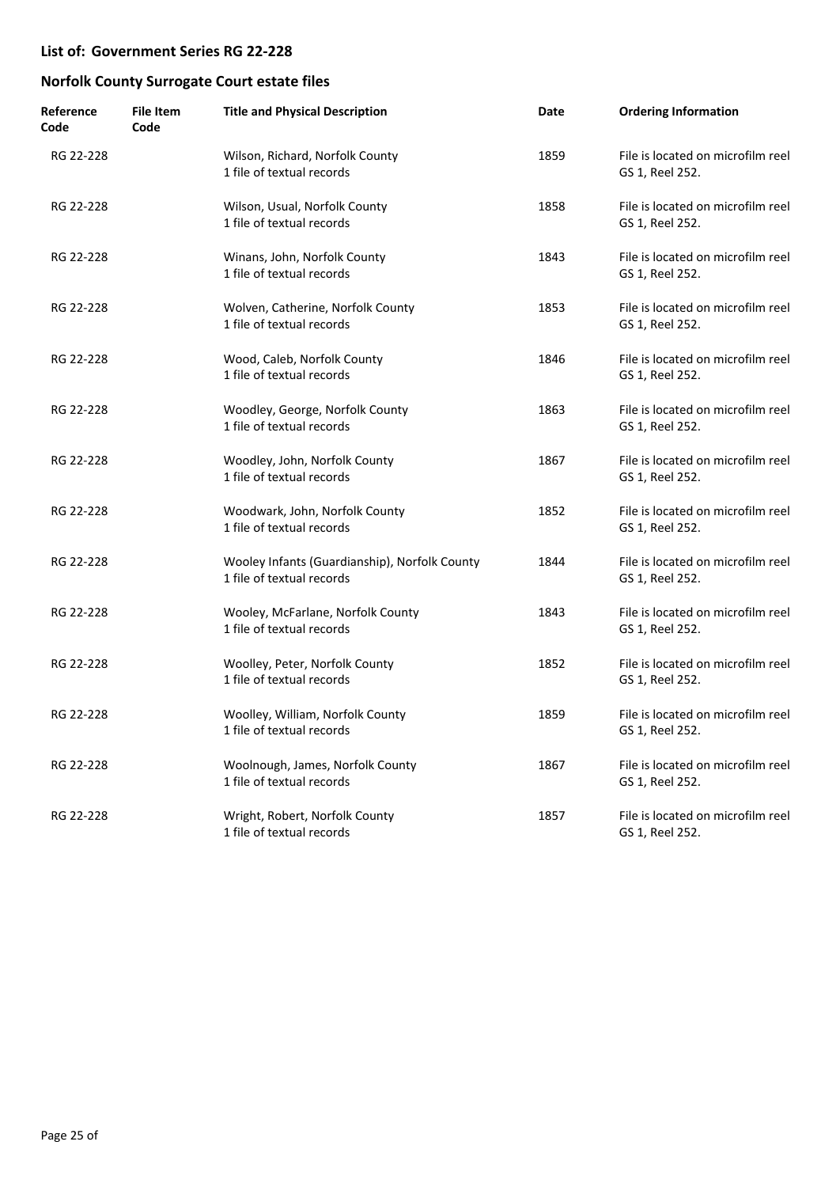## List of: Government Series RG 22-228

## Norfolk County Surrogate Court estate files

| Reference Code | File Item Code | Title and Physical Description | Date | Ordering Information |
| --- | --- | --- | --- | --- |
| RG 22-228 | | Wilson, Richard, Norfolk County<br>1 file of textual records | 1859 | File is located on microfilm reel GS 1, Reel 252. |
| RG 22-228 | | Wilson, Usual, Norfolk County<br>1 file of textual records | 1858 | File is located on microfilm reel GS 1, Reel 252. |
| RG 22-228 | | Winans, John, Norfolk County<br>1 file of textual records | 1843 | File is located on microfilm reel GS 1, Reel 252. |
| RG 22-228 | | Wolven, Catherine, Norfolk County<br>1 file of textual records | 1853 | File is located on microfilm reel GS 1, Reel 252. |
| RG 22-228 | | Wood, Caleb, Norfolk County<br>1 file of textual records | 1846 | File is located on microfilm reel GS 1, Reel 252. |
| RG 22-228 | | Woodley, George, Norfolk County<br>1 file of textual records | 1863 | File is located on microfilm reel GS 1, Reel 252. |
| RG 22-228 | | Woodley, John, Norfolk County<br>1 file of textual records | 1867 | File is located on microfilm reel GS 1, Reel 252. |
| RG 22-228 | | Woodwark, John, Norfolk County<br>1 file of textual records | 1852 | File is located on microfilm reel GS 1, Reel 252. |
| RG 22-228 | | Wooley Infants (Guardianship), Norfolk County<br>1 file of textual records | 1844 | File is located on microfilm reel GS 1, Reel 252. |
| RG 22-228 | | Wooley, McFarlane, Norfolk County<br>1 file of textual records | 1843 | File is located on microfilm reel GS 1, Reel 252. |
| RG 22-228 | | Woolley, Peter, Norfolk County<br>1 file of textual records | 1852 | File is located on microfilm reel GS 1, Reel 252. |
| RG 22-228 | | Woolley, William, Norfolk County<br>1 file of textual records | 1859 | File is located on microfilm reel GS 1, Reel 252. |
| RG 22-228 | | Woolnough, James, Norfolk County<br>1 file of textual records | 1867 | File is located on microfilm reel GS 1, Reel 252. |
| RG 22-228 | | Wright, Robert, Norfolk County<br>1 file of textual records | 1857 | File is located on microfilm reel GS 1, Reel 252. |